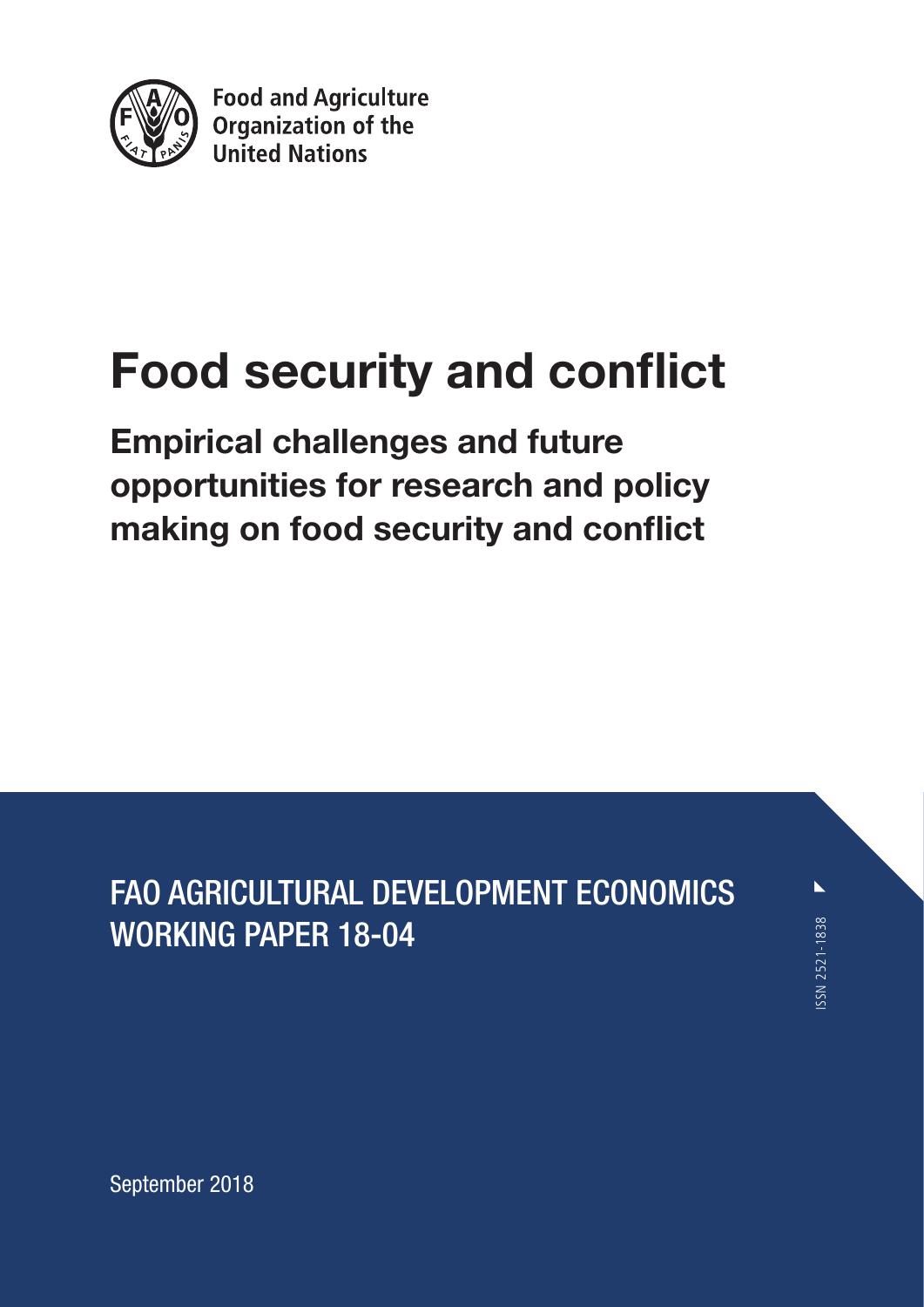Food and Agriculture Organization of the United Nations

# Food security and conflict

## Empirical challenges and future opportunities for research and policy making on food security and conflict

FAO AGRICULTURAL DEVELOPMENT ECONOMICS WORKING PAPER 18-04

ISSN 2521-1838

September 2018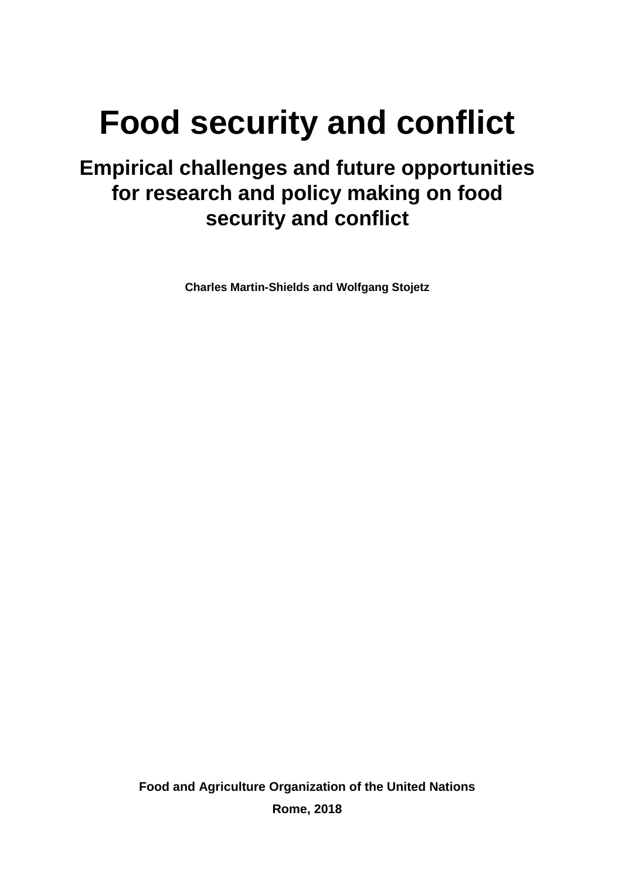# Food security and conflict

## Empirical challenges and future opportunities for research and policy making on food security and conflict

**Charles Martin-Shields and Wolfgang Stojetz**

**Food and Agriculture Organization of the United Nations**

**Rome, 2018**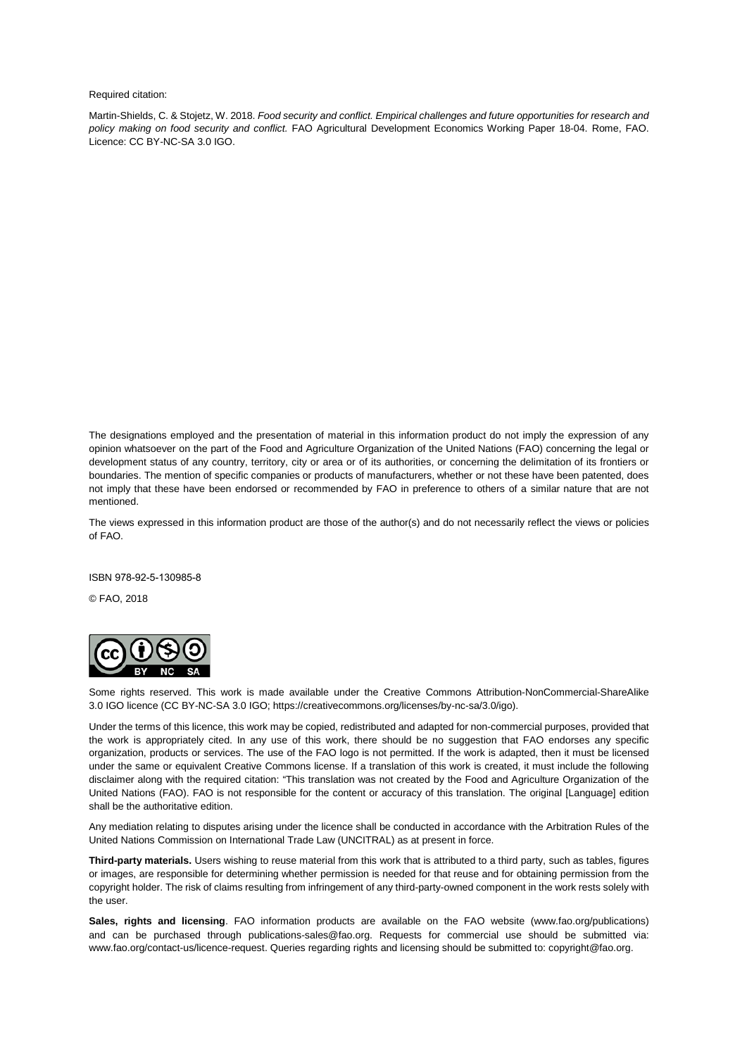Required citation:

Martin-Shields, C. & Stojetz, W. 2018. *Food security and conflict. Empirical challenges and future opportunities for research and policy making on food security and conflict.* FAO Agricultural Development Economics Working Paper 18-04. Rome, FAO. Licence: CC BY-NC-SA 3.0 IGO.

The designations employed and the presentation of material in this information product do not imply the expression of any opinion whatsoever on the part of the Food and Agriculture Organization of the United Nations (FAO) concerning the legal or development status of any country, territory, city or area or of its authorities, or concerning the delimitation of its frontiers or boundaries. The mention of specific companies or products of manufacturers, whether or not these have been patented, does not imply that these have been endorsed or recommended by FAO in preference to others of a similar nature that are not mentioned.

The views expressed in this information product are those of the author(s) and do not necessarily reflect the views or policies of FAO.

ISBN 978-92-5-130985-8

© FAO, 2018

Some rights reserved. This work is made available under the Creative Commons Attribution-NonCommercial-ShareAlike 3.0 IGO licence (CC BY-NC-SA 3.0 IGO; https://creativecommons.org/licenses/by-nc-sa/3.0/igo).

Under the terms of this licence, this work may be copied, redistributed and adapted for non-commercial purposes, provided that the work is appropriately cited. In any use of this work, there should be no suggestion that FAO endorses any specific organization, products or services. The use of the FAO logo is not permitted. If the work is adapted, then it must be licensed under the same or equivalent Creative Commons license. If a translation of this work is created, it must include the following disclaimer along with the required citation: "This translation was not created by the Food and Agriculture Organization of the United Nations (FAO). FAO is not responsible for the content or accuracy of this translation. The original [Language] edition shall be the authoritative edition.

Any mediation relating to disputes arising under the licence shall be conducted in accordance with the Arbitration Rules of the United Nations Commission on International Trade Law (UNCITRAL) as at present in force.

**Third-party materials.** Users wishing to reuse material from this work that is attributed to a third party, such as tables, figures or images, are responsible for determining whether permission is needed for that reuse and for obtaining permission from the copyright holder. The risk of claims resulting from infringement of any third-party-owned component in the work rests solely with the user.

**Sales, rights and licensing**. FAO information products are available on the FAO website (www.fao.org/publications) and can be purchased through publications-sales@fao.org. Requests for commercial use should be submitted via: www.fao.org/contact-us/licence-request. Queries regarding rights and licensing should be submitted to: copyright@fao.org.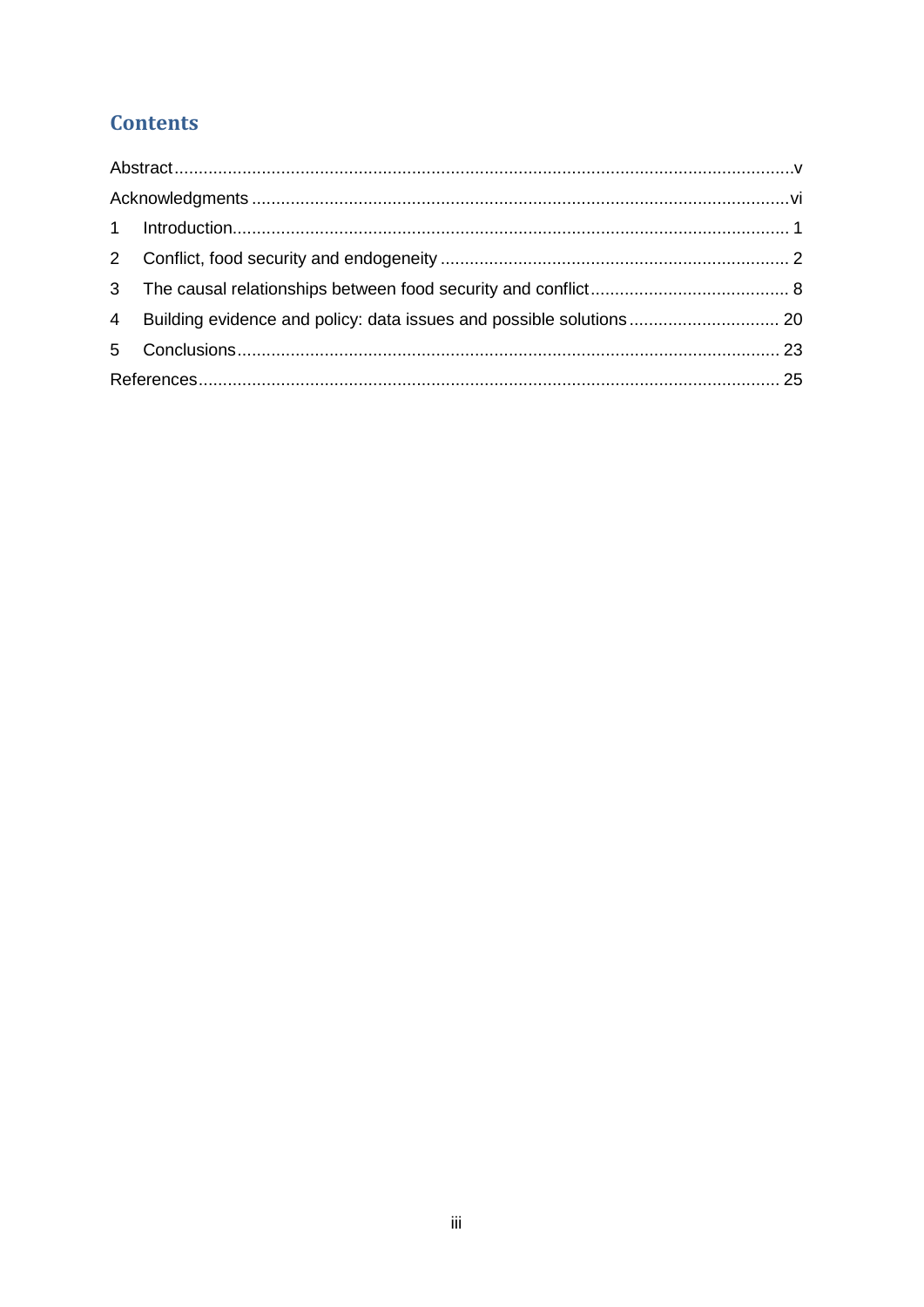# Contents

Abstract ................................................................................................................................v
Acknowledgments ................................................................................................................vi
1 Introduction.................................................................................................................... 1
2 Conflict, food security and endogeneity ........................................................................ 2
3 The causal relationships between food security and conflict.......................................... 8
4 Building evidence and policy: data issues and possible solutions ............................... 20
5 Conclusions................................................................................................................ 23
References ....................................................................................................................... 25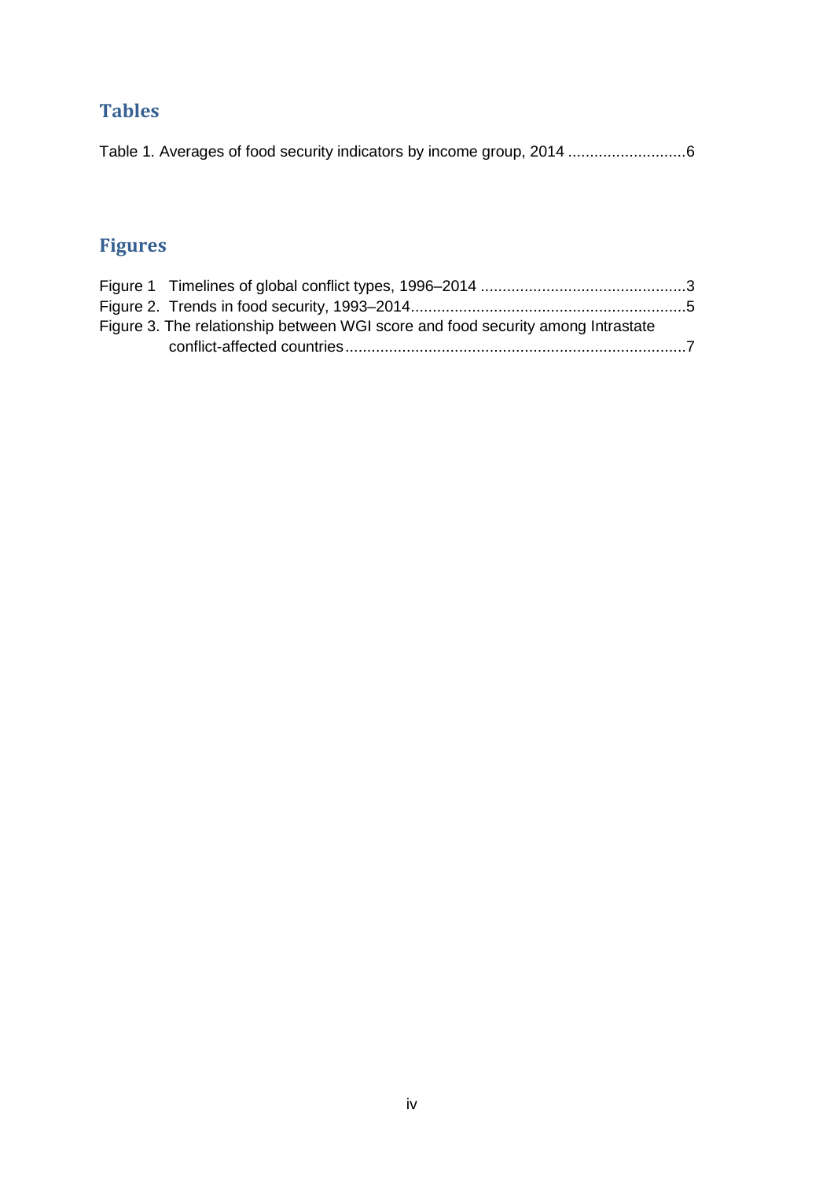## Tables

Table 1. Averages of food security indicators by income group, 2014 ...........................6

## Figures

Figure 1 Timelines of global conflict types, 1996–2014 ...............................................3
Figure 2. Trends in food security, 1993–2014...............................................................5
Figure 3. The relationship between WGI score and food security among Intrastate conflict-affected countries.............................................................................7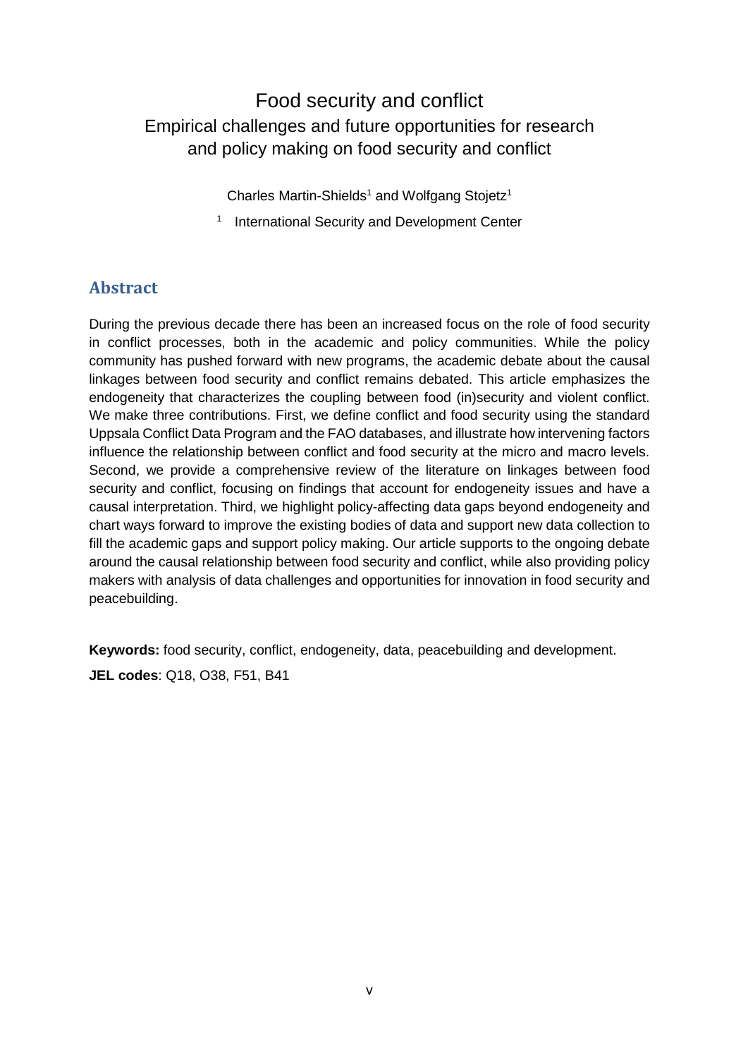# Food security and conflict

## Empirical challenges and future opportunities for research and policy making on food security and conflict

Charles Martin-Shields[1] and Wolfgang Stojetz[1]

[1] International Security and Development Center

## Abstract

During the previous decade there has been an increased focus on the role of food security in conflict processes, both in the academic and policy communities. While the policy community has pushed forward with new programs, the academic debate about the causal linkages between food security and conflict remains debated. This article emphasizes the endogeneity that characterizes the coupling between food (in)security and violent conflict. We make three contributions. First, we define conflict and food security using the standard Uppsala Conflict Data Program and the FAO databases, and illustrate how intervening factors influence the relationship between conflict and food security at the micro and macro levels. Second, we provide a comprehensive review of the literature on linkages between food security and conflict, focusing on findings that account for endogeneity issues and have a causal interpretation. Third, we highlight policy-affecting data gaps beyond endogeneity and chart ways forward to improve the existing bodies of data and support new data collection to fill the academic gaps and support policy making. Our article supports to the ongoing debate around the causal relationship between food security and conflict, while also providing policy makers with analysis of data challenges and opportunities for innovation in food security and peacebuilding.

**Keywords:** food security, conflict, endogeneity, data, peacebuilding and development.

**JEL codes**: Q18, O38, F51, B41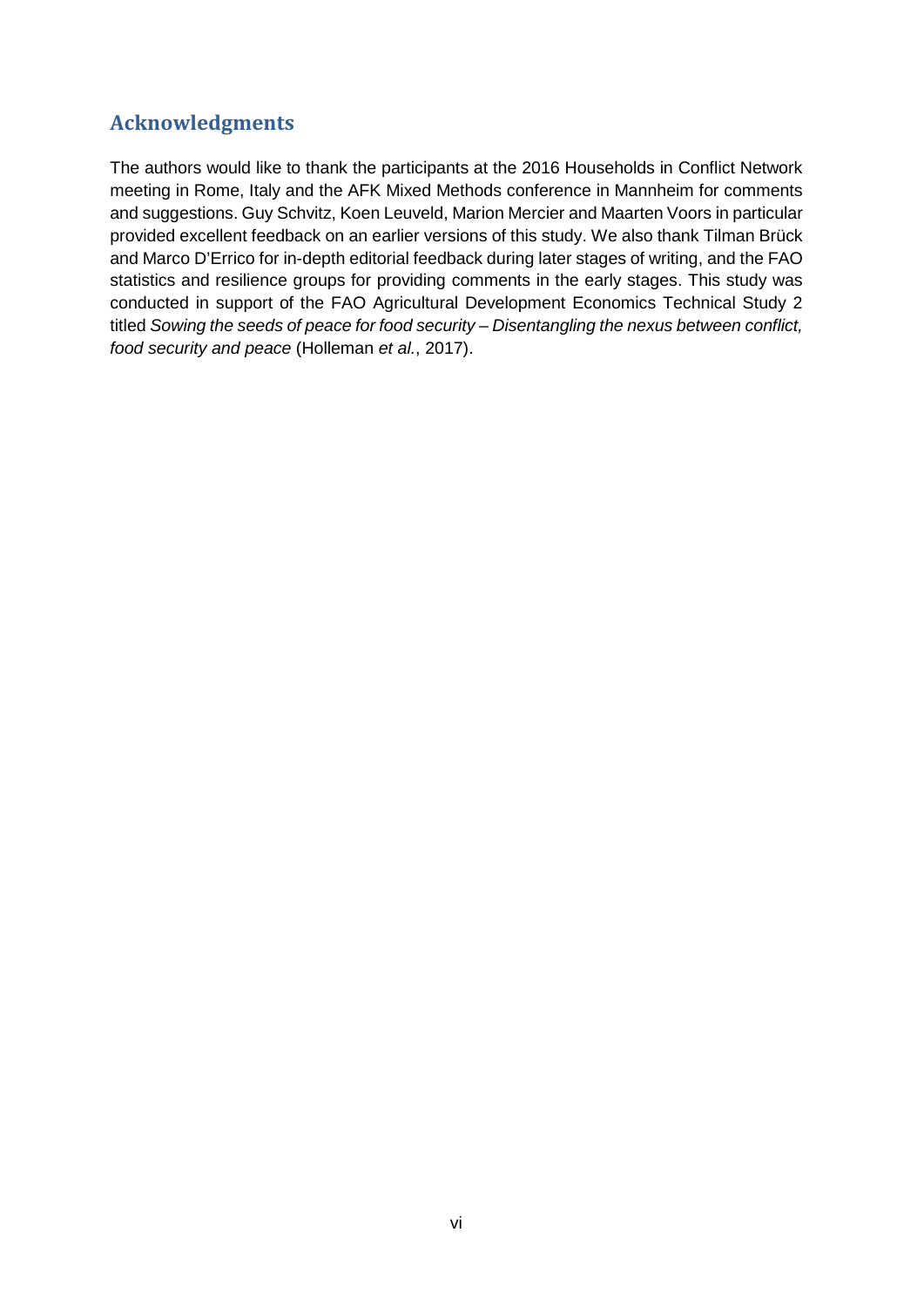## Acknowledgments

The authors would like to thank the participants at the 2016 Households in Conflict Network meeting in Rome, Italy and the AFK Mixed Methods conference in Mannheim for comments and suggestions. Guy Schvitz, Koen Leuveld, Marion Mercier and Maarten Voors in particular provided excellent feedback on an earlier versions of this study. We also thank Tilman Brück and Marco D'Errico for in-depth editorial feedback during later stages of writing, and the FAO statistics and resilience groups for providing comments in the early stages. This study was conducted in support of the FAO Agricultural Development Economics Technical Study 2 titled *Sowing the seeds of peace for food security – Disentangling the nexus between conflict, food security and peace* (Holleman *et al.*, 2017).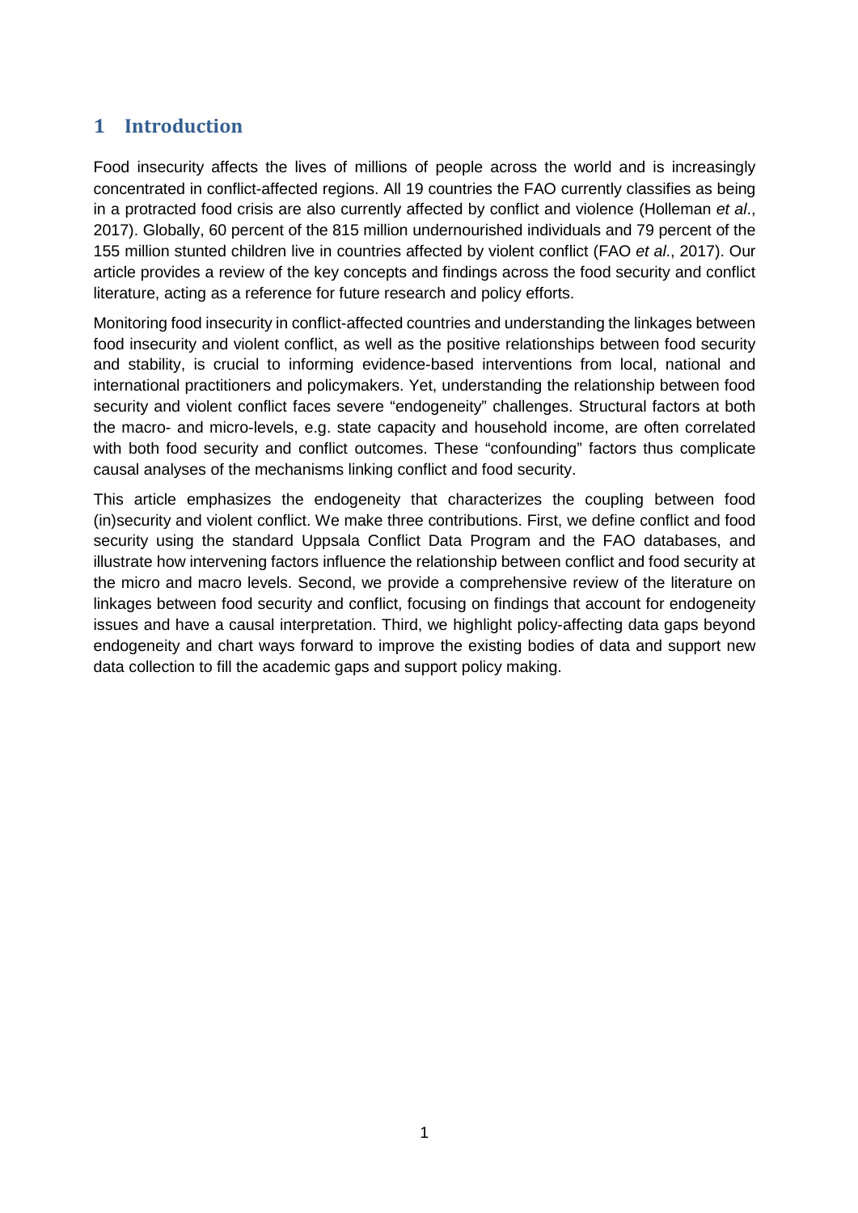# 1 Introduction

Food insecurity affects the lives of millions of people across the world and is increasingly concentrated in conflict-affected regions. All 19 countries the FAO currently classifies as being in a protracted food crisis are also currently affected by conflict and violence (Holleman *et al*., 2017). Globally, 60 percent of the 815 million undernourished individuals and 79 percent of the 155 million stunted children live in countries affected by violent conflict (FAO *et al*., 2017). Our article provides a review of the key concepts and findings across the food security and conflict literature, acting as a reference for future research and policy efforts.

Monitoring food insecurity in conflict-affected countries and understanding the linkages between food insecurity and violent conflict, as well as the positive relationships between food security and stability, is crucial to informing evidence-based interventions from local, national and international practitioners and policymakers. Yet, understanding the relationship between food security and violent conflict faces severe "endogeneity" challenges. Structural factors at both the macro- and micro-levels, e.g. state capacity and household income, are often correlated with both food security and conflict outcomes. These "confounding" factors thus complicate causal analyses of the mechanisms linking conflict and food security.

This article emphasizes the endogeneity that characterizes the coupling between food (in)security and violent conflict. We make three contributions. First, we define conflict and food security using the standard Uppsala Conflict Data Program and the FAO databases, and illustrate how intervening factors influence the relationship between conflict and food security at the micro and macro levels. Second, we provide a comprehensive review of the literature on linkages between food security and conflict, focusing on findings that account for endogeneity issues and have a causal interpretation. Third, we highlight policy-affecting data gaps beyond endogeneity and chart ways forward to improve the existing bodies of data and support new data collection to fill the academic gaps and support policy making.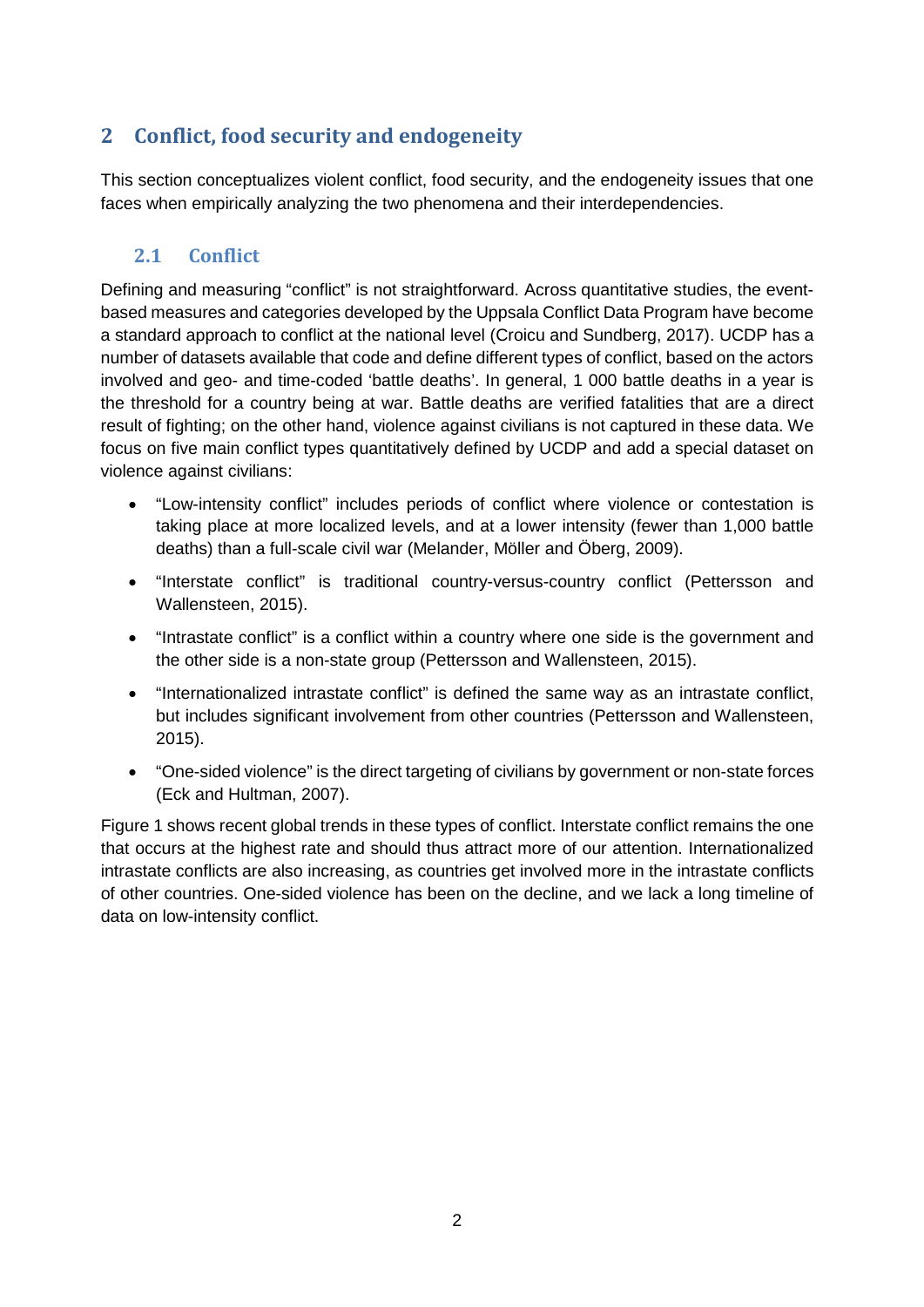## 2 Conflict, food security and endogeneity

This section conceptualizes violent conflict, food security, and the endogeneity issues that one faces when empirically analyzing the two phenomena and their interdependencies.

### 2.1 Conflict

Defining and measuring "conflict" is not straightforward. Across quantitative studies, the event-based measures and categories developed by the Uppsala Conflict Data Program have become a standard approach to conflict at the national level (Croicu and Sundberg, 2017). UCDP has a number of datasets available that code and define different types of conflict, based on the actors involved and geo- and time-coded 'battle deaths'. In general, 1 000 battle deaths in a year is the threshold for a country being at war. Battle deaths are verified fatalities that are a direct result of fighting; on the other hand, violence against civilians is not captured in these data. We focus on five main conflict types quantitatively defined by UCDP and add a special dataset on violence against civilians:

- "Low-intensity conflict" includes periods of conflict where violence or contestation is taking place at more localized levels, and at a lower intensity (fewer than 1,000 battle deaths) than a full-scale civil war (Melander, Möller and Öberg, 2009).
- "Interstate conflict" is traditional country-versus-country conflict (Pettersson and Wallensteen, 2015).
- "Intrastate conflict" is a conflict within a country where one side is the government and the other side is a non-state group (Pettersson and Wallensteen, 2015).
- "Internationalized intrastate conflict" is defined the same way as an intrastate conflict, but includes significant involvement from other countries (Pettersson and Wallensteen, 2015).
- "One-sided violence" is the direct targeting of civilians by government or non-state forces (Eck and Hultman, 2007).

Figure 1 shows recent global trends in these types of conflict. Interstate conflict remains the one that occurs at the highest rate and should thus attract more of our attention. Internationalized intrastate conflicts are also increasing, as countries get involved more in the intrastate conflicts of other countries. One-sided violence has been on the decline, and we lack a long timeline of data on low-intensity conflict.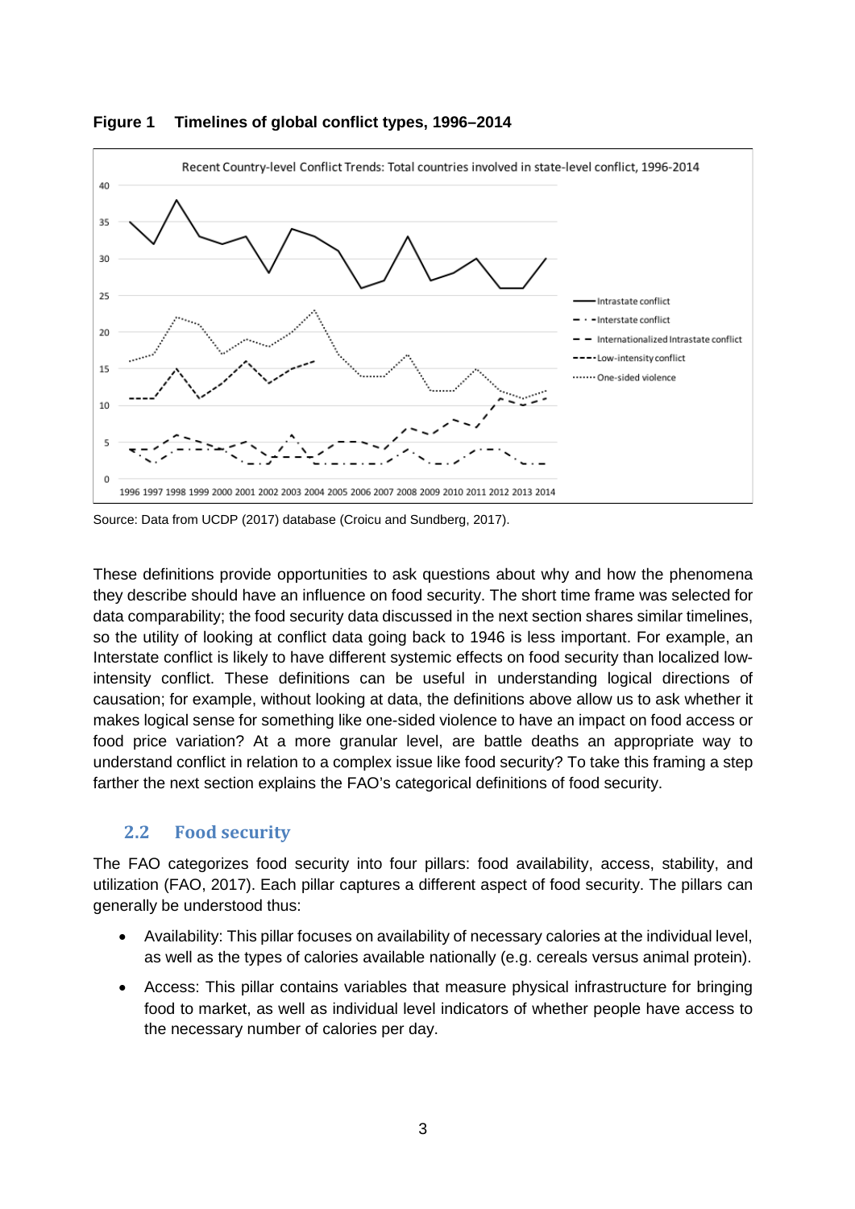**Figure 1 Timelines of global conflict types, 1996–2014**

Source: Data from UCDP (2017) database (Croicu and Sundberg, 2017).

These definitions provide opportunities to ask questions about why and how the phenomena they describe should have an influence on food security. The short time frame was selected for data comparability; the food security data discussed in the next section shares similar timelines, so the utility of looking at conflict data going back to 1946 is less important. For example, an Interstate conflict is likely to have different systemic effects on food security than localized low-intensity conflict. These definitions can be useful in understanding logical directions of causation; for example, without looking at data, the definitions above allow us to ask whether it makes logical sense for something like one-sided violence to have an impact on food access or food price variation? At a more granular level, are battle deaths an appropriate way to understand conflict in relation to a complex issue like food security? To take this framing a step farther the next section explains the FAO's categorical definitions of food security.

## 2.2 Food security

The FAO categorizes food security into four pillars: food availability, access, stability, and utilization (FAO, 2017). Each pillar captures a different aspect of food security. The pillars can generally be understood thus:

- Availability: This pillar focuses on availability of necessary calories at the individual level, as well as the types of calories available nationally (e.g. cereals versus animal protein).
- Access: This pillar contains variables that measure physical infrastructure for bringing food to market, as well as individual level indicators of whether people have access to the necessary number of calories per day.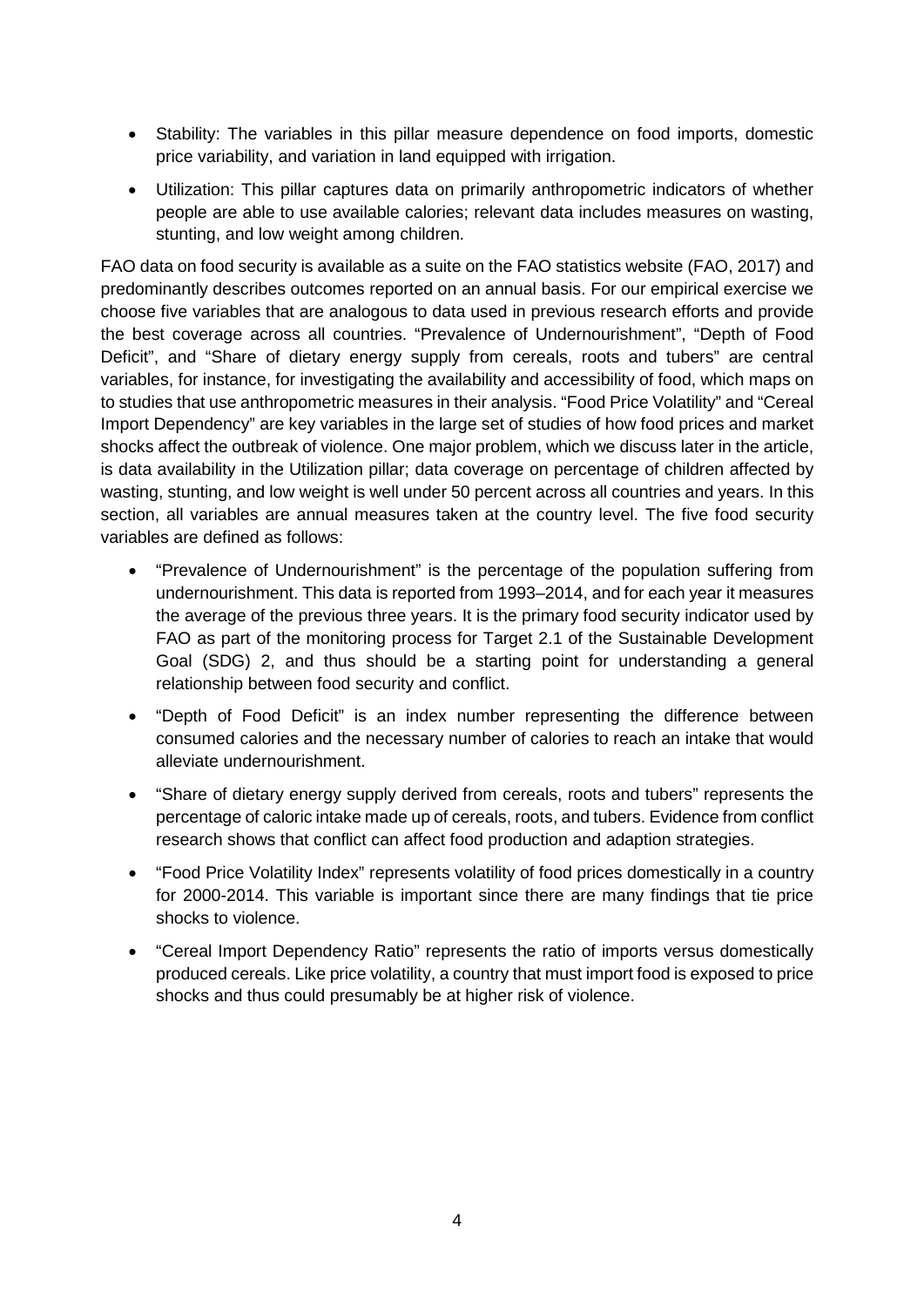- Stability: The variables in this pillar measure dependence on food imports, domestic price variability, and variation in land equipped with irrigation.
- Utilization: This pillar captures data on primarily anthropometric indicators of whether people are able to use available calories; relevant data includes measures on wasting, stunting, and low weight among children.

FAO data on food security is available as a suite on the FAO statistics website (FAO, 2017) and predominantly describes outcomes reported on an annual basis. For our empirical exercise we choose five variables that are analogous to data used in previous research efforts and provide the best coverage across all countries. "Prevalence of Undernourishment", "Depth of Food Deficit", and "Share of dietary energy supply from cereals, roots and tubers" are central variables, for instance, for investigating the availability and accessibility of food, which maps on to studies that use anthropometric measures in their analysis. "Food Price Volatility" and "Cereal Import Dependency" are key variables in the large set of studies of how food prices and market shocks affect the outbreak of violence. One major problem, which we discuss later in the article, is data availability in the Utilization pillar; data coverage on percentage of children affected by wasting, stunting, and low weight is well under 50 percent across all countries and years. In this section, all variables are annual measures taken at the country level. The five food security variables are defined as follows:

- "Prevalence of Undernourishment" is the percentage of the population suffering from undernourishment. This data is reported from 1993–2014, and for each year it measures the average of the previous three years. It is the primary food security indicator used by FAO as part of the monitoring process for Target 2.1 of the Sustainable Development Goal (SDG) 2, and thus should be a starting point for understanding a general relationship between food security and conflict.
- "Depth of Food Deficit" is an index number representing the difference between consumed calories and the necessary number of calories to reach an intake that would alleviate undernourishment.
- "Share of dietary energy supply derived from cereals, roots and tubers" represents the percentage of caloric intake made up of cereals, roots, and tubers. Evidence from conflict research shows that conflict can affect food production and adaption strategies.
- "Food Price Volatility Index" represents volatility of food prices domestically in a country for 2000-2014. This variable is important since there are many findings that tie price shocks to violence.
- "Cereal Import Dependency Ratio" represents the ratio of imports versus domestically produced cereals. Like price volatility, a country that must import food is exposed to price shocks and thus could presumably be at higher risk of violence.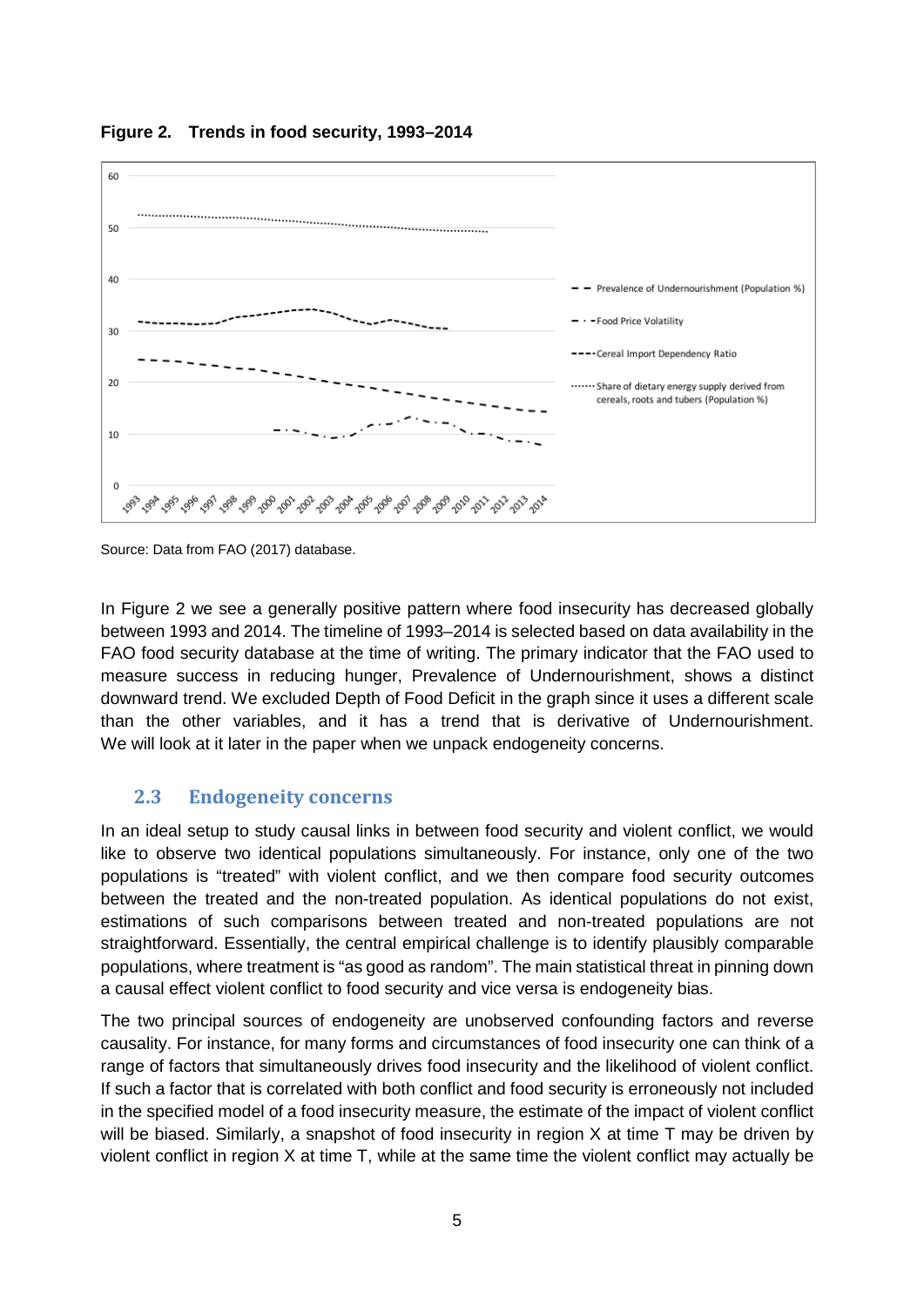**Figure 2. Trends in food security, 1993–2014**

Source: Data from FAO (2017) database.

In Figure 2 we see a generally positive pattern where food insecurity has decreased globally between 1993 and 2014. The timeline of 1993–2014 is selected based on data availability in the FAO food security database at the time of writing. The primary indicator that the FAO used to measure success in reducing hunger, Prevalence of Undernourishment, shows a distinct downward trend. We excluded Depth of Food Deficit in the graph since it uses a different scale than the other variables, and it has a trend that is derivative of Undernourishment. We will look at it later in the paper when we unpack endogeneity concerns.

## 2.3 Endogeneity concerns

In an ideal setup to study causal links in between food security and violent conflict, we would like to observe two identical populations simultaneously. For instance, only one of the two populations is "treated" with violent conflict, and we then compare food security outcomes between the treated and the non-treated population. As identical populations do not exist, estimations of such comparisons between treated and non-treated populations are not straightforward. Essentially, the central empirical challenge is to identify plausibly comparable populations, where treatment is "as good as random". The main statistical threat in pinning down a causal effect violent conflict to food security and vice versa is endogeneity bias.

The two principal sources of endogeneity are unobserved confounding factors and reverse causality. For instance, for many forms and circumstances of food insecurity one can think of a range of factors that simultaneously drives food insecurity and the likelihood of violent conflict. If such a factor that is correlated with both conflict and food security is erroneously not included in the specified model of a food insecurity measure, the estimate of the impact of violent conflict will be biased. Similarly, a snapshot of food insecurity in region X at time T may be driven by violent conflict in region X at time T, while at the same time the violent conflict may actually be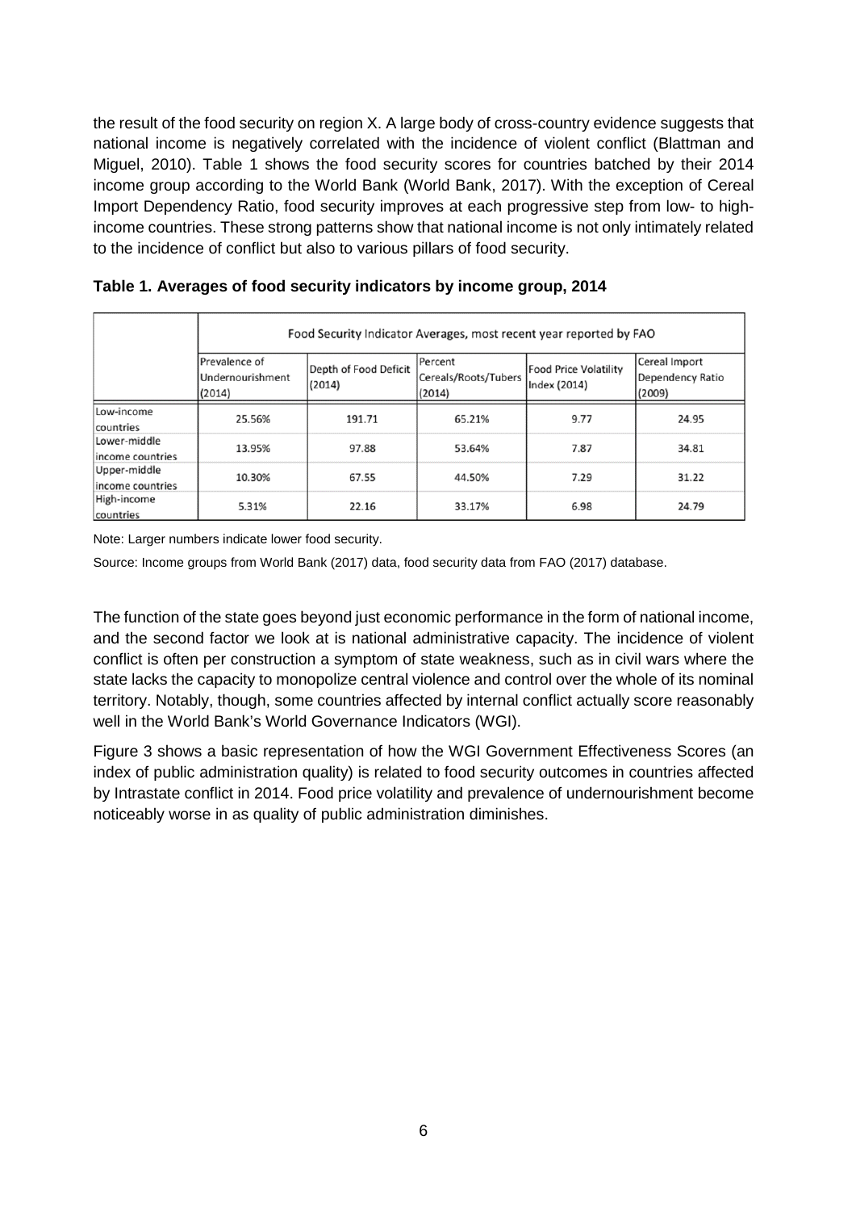the result of the food security on region X. A large body of cross-country evidence suggests that national income is negatively correlated with the incidence of violent conflict (Blattman and Miguel, 2010). Table 1 shows the food security scores for countries batched by their 2014 income group according to the World Bank (World Bank, 2017). With the exception of Cereal Import Dependency Ratio, food security improves at each progressive step from low- to high-income countries. These strong patterns show that national income is not only intimately related to the incidence of conflict but also to various pillars of food security.

**Table 1. Averages of food security indicators by income group, 2014**

| | Food Security Indicator Averages, most recent year reported by FAO | | | | |
|---|---|---|---|---|---|
| | Prevalence of Undernourishment (2014) | Depth of Food Deficit (2014) | Percent Cereals/Roots/Tubers (2014) | Food Price Volatility Index (2014) | Cereal Import Dependency Ratio (2009) |
| Low-income countries | 25.56% | 191.71 | 65.21% | 9.77 | 24.95 |
| Lower-middle income countries | 13.95% | 97.88 | 53.64% | 7.87 | 34.81 |
| Upper-middle income countries | 10.30% | 67.55 | 44.50% | 7.29 | 31.22 |
| High-income countries | 5.31% | 22.16 | 33.17% | 6.98 | 24.79 |

Note: Larger numbers indicate lower food security.

Source: Income groups from World Bank (2017) data, food security data from FAO (2017) database.

The function of the state goes beyond just economic performance in the form of national income, and the second factor we look at is national administrative capacity. The incidence of violent conflict is often per construction a symptom of state weakness, such as in civil wars where the state lacks the capacity to monopolize central violence and control over the whole of its nominal territory. Notably, though, some countries affected by internal conflict actually score reasonably well in the World Bank's World Governance Indicators (WGI).

Figure 3 shows a basic representation of how the WGI Government Effectiveness Scores (an index of public administration quality) is related to food security outcomes in countries affected by Intrastate conflict in 2014. Food price volatility and prevalence of undernourishment become noticeably worse in as quality of public administration diminishes.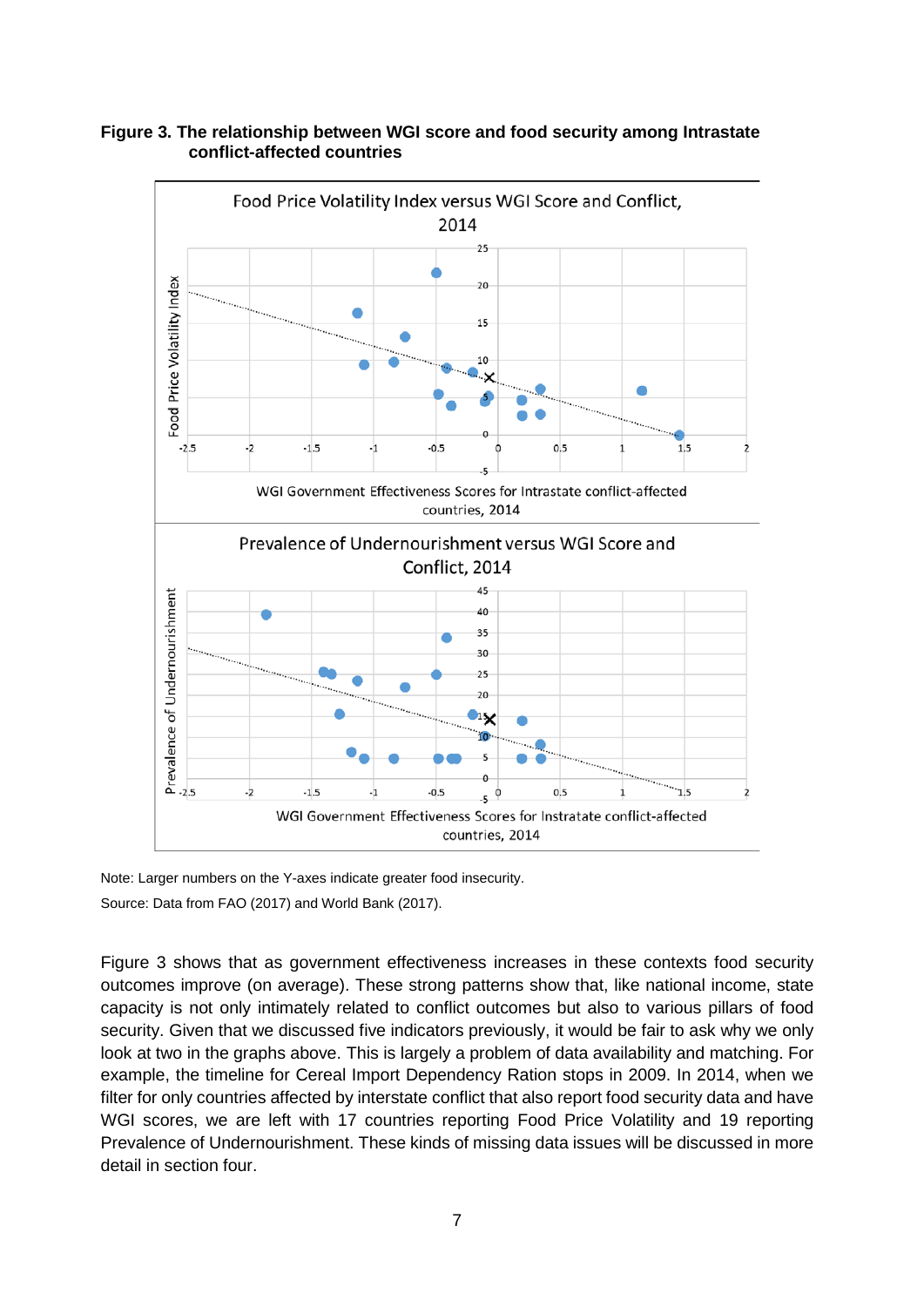**Figure 3. The relationship between WGI score and food security among Intrastate conflict-affected countries**

Note: Larger numbers on the Y-axes indicate greater food insecurity.

Source: Data from FAO (2017) and World Bank (2017).

Figure 3 shows that as government effectiveness increases in these contexts food security outcomes improve (on average). These strong patterns show that, like national income, state capacity is not only intimately related to conflict outcomes but also to various pillars of food security. Given that we discussed five indicators previously, it would be fair to ask why we only look at two in the graphs above. This is largely a problem of data availability and matching. For example, the timeline for Cereal Import Dependency Ration stops in 2009. In 2014, when we filter for only countries affected by interstate conflict that also report food security data and have WGI scores, we are left with 17 countries reporting Food Price Volatility and 19 reporting Prevalence of Undernourishment. These kinds of missing data issues will be discussed in more detail in section four.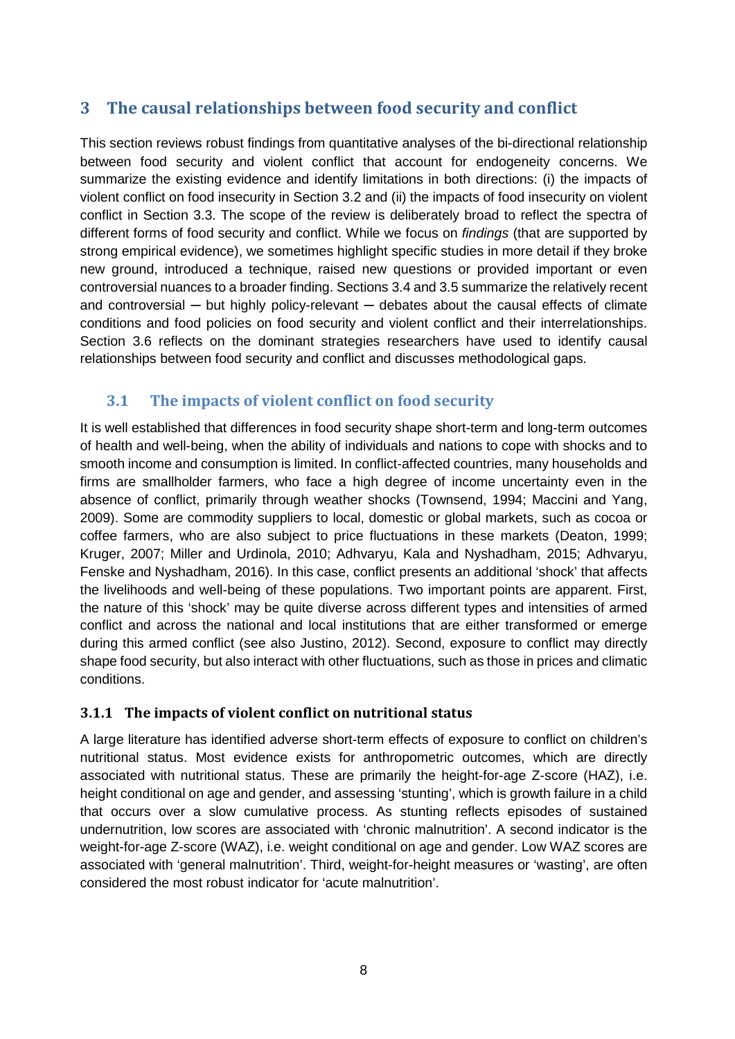# 3 The causal relationships between food security and conflict

This section reviews robust findings from quantitative analyses of the bi-directional relationship between food security and violent conflict that account for endogeneity concerns. We summarize the existing evidence and identify limitations in both directions: (i) the impacts of violent conflict on food insecurity in Section 3.2 and (ii) the impacts of food insecurity on violent conflict in Section 3.3. The scope of the review is deliberately broad to reflect the spectra of different forms of food security and conflict. While we focus on *findings* (that are supported by strong empirical evidence), we sometimes highlight specific studies in more detail if they broke new ground, introduced a technique, raised new questions or provided important or even controversial nuances to a broader finding. Sections 3.4 and 3.5 summarize the relatively recent and controversial ─ but highly policy-relevant ─ debates about the causal effects of climate conditions and food policies on food security and violent conflict and their interrelationships. Section 3.6 reflects on the dominant strategies researchers have used to identify causal relationships between food security and conflict and discusses methodological gaps.

## 3.1 The impacts of violent conflict on food security

It is well established that differences in food security shape short-term and long-term outcomes of health and well-being, when the ability of individuals and nations to cope with shocks and to smooth income and consumption is limited. In conflict-affected countries, many households and firms are smallholder farmers, who face a high degree of income uncertainty even in the absence of conflict, primarily through weather shocks (Townsend, 1994; Maccini and Yang, 2009). Some are commodity suppliers to local, domestic or global markets, such as cocoa or coffee farmers, who are also subject to price fluctuations in these markets (Deaton, 1999; Kruger, 2007; Miller and Urdinola, 2010; Adhvaryu, Kala and Nyshadham, 2015; Adhvaryu, Fenske and Nyshadham, 2016). In this case, conflict presents an additional 'shock' that affects the livelihoods and well-being of these populations. Two important points are apparent. First, the nature of this 'shock' may be quite diverse across different types and intensities of armed conflict and across the national and local institutions that are either transformed or emerge during this armed conflict (see also Justino, 2012). Second, exposure to conflict may directly shape food security, but also interact with other fluctuations, such as those in prices and climatic conditions.

### 3.1.1 The impacts of violent conflict on nutritional status

A large literature has identified adverse short-term effects of exposure to conflict on children's nutritional status. Most evidence exists for anthropometric outcomes, which are directly associated with nutritional status. These are primarily the height-for-age Z-score (HAZ), i.e. height conditional on age and gender, and assessing 'stunting', which is growth failure in a child that occurs over a slow cumulative process. As stunting reflects episodes of sustained undernutrition, low scores are associated with 'chronic malnutrition'. A second indicator is the weight-for-age Z-score (WAZ), i.e. weight conditional on age and gender. Low WAZ scores are associated with 'general malnutrition'. Third, weight-for-height measures or 'wasting', are often considered the most robust indicator for 'acute malnutrition'.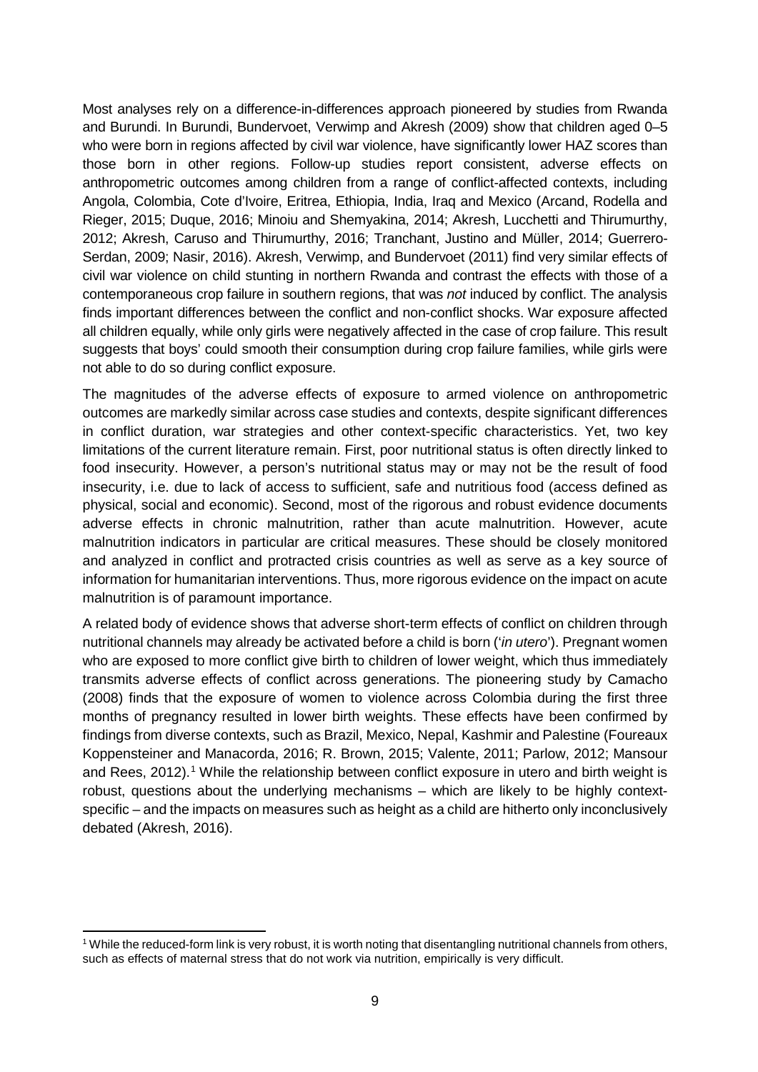Most analyses rely on a difference-in-differences approach pioneered by studies from Rwanda and Burundi. In Burundi, Bundervoet, Verwimp and Akresh (2009) show that children aged 0–5 who were born in regions affected by civil war violence, have significantly lower HAZ scores than those born in other regions. Follow-up studies report consistent, adverse effects on anthropometric outcomes among children from a range of conflict-affected contexts, including Angola, Colombia, Cote d'Ivoire, Eritrea, Ethiopia, India, Iraq and Mexico (Arcand, Rodella and Rieger, 2015; Duque, 2016; Minoiu and Shemyakina, 2014; Akresh, Lucchetti and Thirumurthy, 2012; Akresh, Caruso and Thirumurthy, 2016; Tranchant, Justino and Müller, 2014; Guerrero-Serdan, 2009; Nasir, 2016). Akresh, Verwimp, and Bundervoet (2011) find very similar effects of civil war violence on child stunting in northern Rwanda and contrast the effects with those of a contemporaneous crop failure in southern regions, that was *not* induced by conflict. The analysis finds important differences between the conflict and non-conflict shocks. War exposure affected all children equally, while only girls were negatively affected in the case of crop failure. This result suggests that boys' could smooth their consumption during crop failure families, while girls were not able to do so during conflict exposure.

The magnitudes of the adverse effects of exposure to armed violence on anthropometric outcomes are markedly similar across case studies and contexts, despite significant differences in conflict duration, war strategies and other context-specific characteristics. Yet, two key limitations of the current literature remain. First, poor nutritional status is often directly linked to food insecurity. However, a person's nutritional status may or may not be the result of food insecurity, i.e. due to lack of access to sufficient, safe and nutritious food (access defined as physical, social and economic). Second, most of the rigorous and robust evidence documents adverse effects in chronic malnutrition, rather than acute malnutrition. However, acute malnutrition indicators in particular are critical measures. These should be closely monitored and analyzed in conflict and protracted crisis countries as well as serve as a key source of information for humanitarian interventions. Thus, more rigorous evidence on the impact on acute malnutrition is of paramount importance.

A related body of evidence shows that adverse short-term effects of conflict on children through nutritional channels may already be activated before a child is born ('*in utero*'). Pregnant women who are exposed to more conflict give birth to children of lower weight, which thus immediately transmits adverse effects of conflict across generations. The pioneering study by Camacho (2008) finds that the exposure of women to violence across Colombia during the first three months of pregnancy resulted in lower birth weights. These effects have been confirmed by findings from diverse contexts, such as Brazil, Mexico, Nepal, Kashmir and Palestine (Foureaux Koppensteiner and Manacorda, 2016; R. Brown, 2015; Valente, 2011; Parlow, 2012; Mansour and Rees, 2012).[1] While the relationship between conflict exposure in utero and birth weight is robust, questions about the underlying mechanisms – which are likely to be highly context-specific – and the impacts on measures such as height as a child are hitherto only inconclusively debated (Akresh, 2016).

[1] While the reduced-form link is very robust, it is worth noting that disentangling nutritional channels from others, such as effects of maternal stress that do not work via nutrition, empirically is very difficult.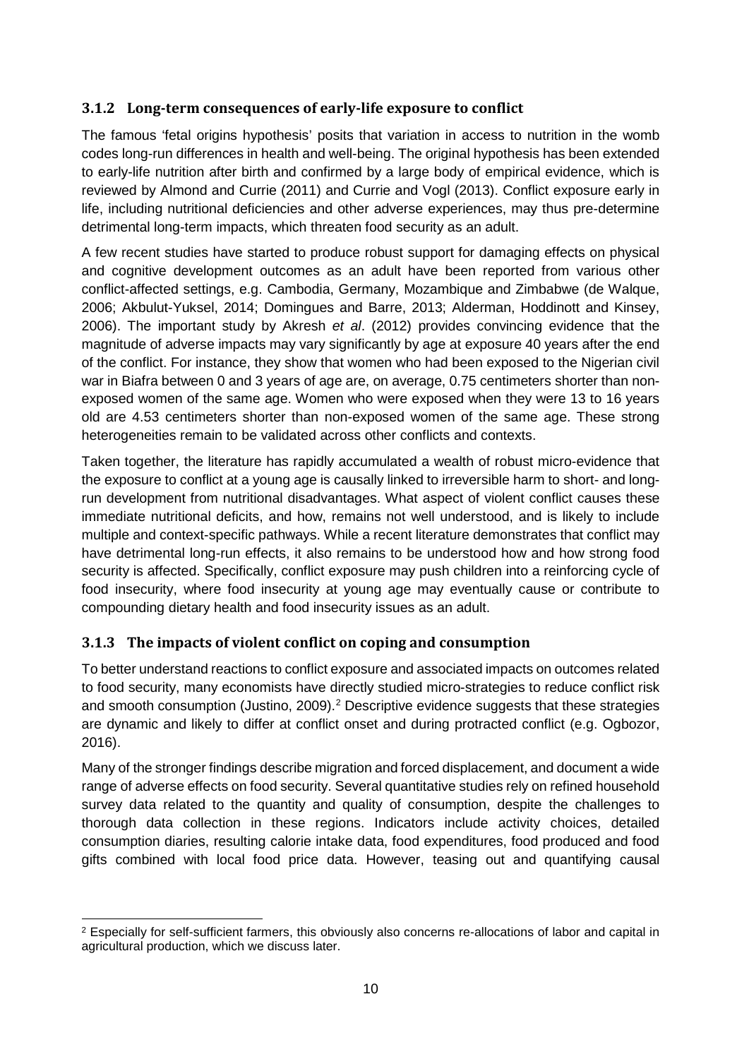### 3.1.2 Long-term consequences of early-life exposure to conflict

The famous 'fetal origins hypothesis' posits that variation in access to nutrition in the womb codes long-run differences in health and well-being. The original hypothesis has been extended to early-life nutrition after birth and confirmed by a large body of empirical evidence, which is reviewed by Almond and Currie (2011) and Currie and Vogl (2013). Conflict exposure early in life, including nutritional deficiencies and other adverse experiences, may thus pre-determine detrimental long-term impacts, which threaten food security as an adult.

A few recent studies have started to produce robust support for damaging effects on physical and cognitive development outcomes as an adult have been reported from various other conflict-affected settings, e.g. Cambodia, Germany, Mozambique and Zimbabwe (de Walque, 2006; Akbulut-Yuksel, 2014; Domingues and Barre, 2013; Alderman, Hoddinott and Kinsey, 2006). The important study by Akresh *et al*. (2012) provides convincing evidence that the magnitude of adverse impacts may vary significantly by age at exposure 40 years after the end of the conflict. For instance, they show that women who had been exposed to the Nigerian civil war in Biafra between 0 and 3 years of age are, on average, 0.75 centimeters shorter than non-exposed women of the same age. Women who were exposed when they were 13 to 16 years old are 4.53 centimeters shorter than non-exposed women of the same age. These strong heterogeneities remain to be validated across other conflicts and contexts.

Taken together, the literature has rapidly accumulated a wealth of robust micro-evidence that the exposure to conflict at a young age is causally linked to irreversible harm to short- and long-run development from nutritional disadvantages. What aspect of violent conflict causes these immediate nutritional deficits, and how, remains not well understood, and is likely to include multiple and context-specific pathways. While a recent literature demonstrates that conflict may have detrimental long-run effects, it also remains to be understood how and how strong food security is affected. Specifically, conflict exposure may push children into a reinforcing cycle of food insecurity, where food insecurity at young age may eventually cause or contribute to compounding dietary health and food insecurity issues as an adult.

### 3.1.3 The impacts of violent conflict on coping and consumption

To better understand reactions to conflict exposure and associated impacts on outcomes related to food security, many economists have directly studied micro-strategies to reduce conflict risk and smooth consumption (Justino, 2009).[2] Descriptive evidence suggests that these strategies are dynamic and likely to differ at conflict onset and during protracted conflict (e.g. Ogbozor, 2016).

Many of the stronger findings describe migration and forced displacement, and document a wide range of adverse effects on food security. Several quantitative studies rely on refined household survey data related to the quantity and quality of consumption, despite the challenges to thorough data collection in these regions. Indicators include activity choices, detailed consumption diaries, resulting calorie intake data, food expenditures, food produced and food gifts combined with local food price data. However, teasing out and quantifying causal

[2] Especially for self-sufficient farmers, this obviously also concerns re-allocations of labor and capital in agricultural production, which we discuss later.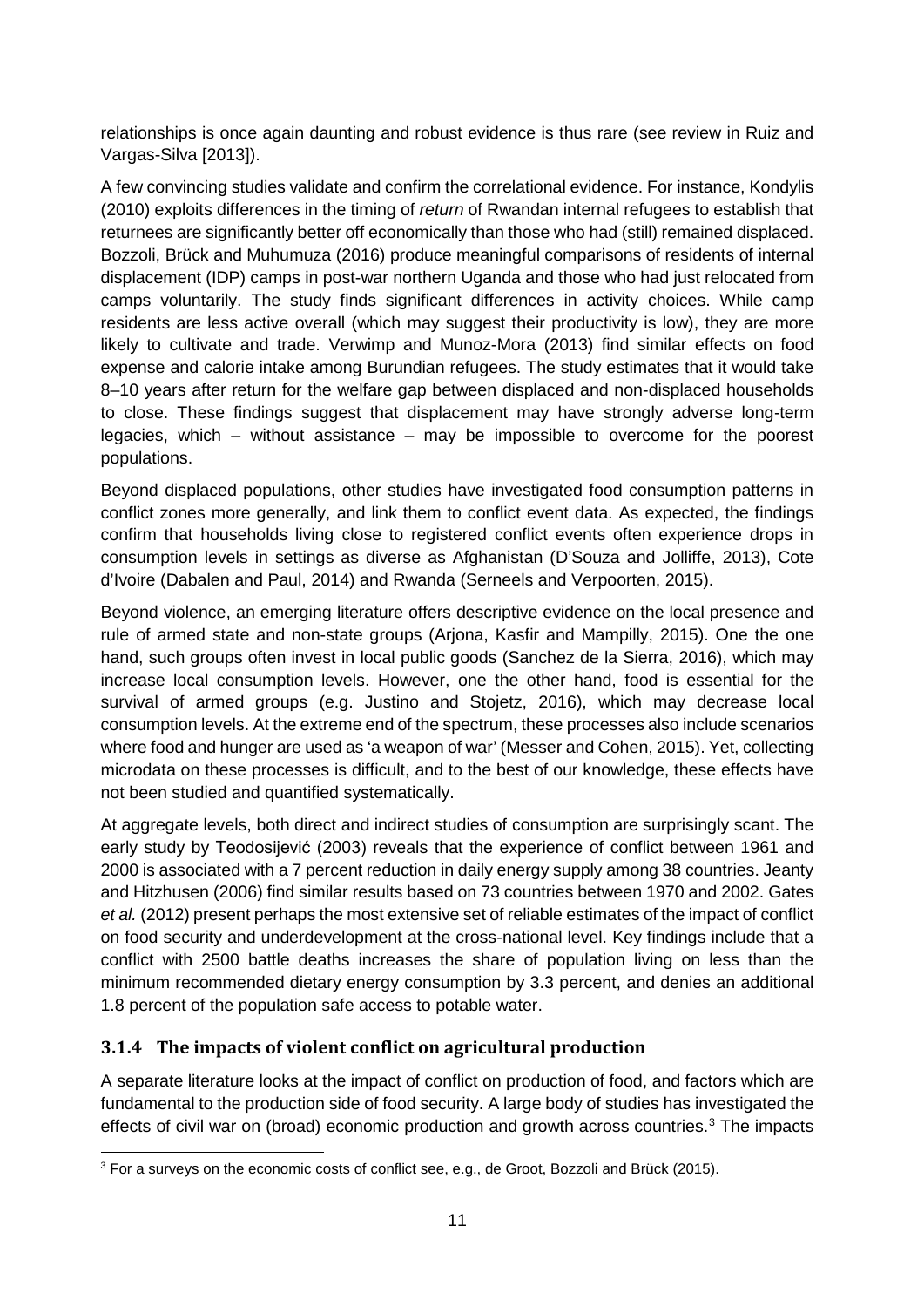relationships is once again daunting and robust evidence is thus rare (see review in Ruiz and Vargas-Silva [2013]).

A few convincing studies validate and confirm the correlational evidence. For instance, Kondylis (2010) exploits differences in the timing of *return* of Rwandan internal refugees to establish that returnees are significantly better off economically than those who had (still) remained displaced. Bozzoli, Brück and Muhumuza (2016) produce meaningful comparisons of residents of internal displacement (IDP) camps in post-war northern Uganda and those who had just relocated from camps voluntarily. The study finds significant differences in activity choices. While camp residents are less active overall (which may suggest their productivity is low), they are more likely to cultivate and trade. Verwimp and Munoz-Mora (2013) find similar effects on food expense and calorie intake among Burundian refugees. The study estimates that it would take 8–10 years after return for the welfare gap between displaced and non-displaced households to close. These findings suggest that displacement may have strongly adverse long-term legacies, which – without assistance – may be impossible to overcome for the poorest populations.

Beyond displaced populations, other studies have investigated food consumption patterns in conflict zones more generally, and link them to conflict event data. As expected, the findings confirm that households living close to registered conflict events often experience drops in consumption levels in settings as diverse as Afghanistan (D'Souza and Jolliffe, 2013), Cote d'Ivoire (Dabalen and Paul, 2014) and Rwanda (Serneels and Verpoorten, 2015).

Beyond violence, an emerging literature offers descriptive evidence on the local presence and rule of armed state and non-state groups (Arjona, Kasfir and Mampilly, 2015). One the one hand, such groups often invest in local public goods (Sanchez de la Sierra, 2016), which may increase local consumption levels. However, one the other hand, food is essential for the survival of armed groups (e.g. Justino and Stojetz, 2016), which may decrease local consumption levels. At the extreme end of the spectrum, these processes also include scenarios where food and hunger are used as 'a weapon of war' (Messer and Cohen, 2015). Yet, collecting microdata on these processes is difficult, and to the best of our knowledge, these effects have not been studied and quantified systematically.

At aggregate levels, both direct and indirect studies of consumption are surprisingly scant. The early study by Teodosijević (2003) reveals that the experience of conflict between 1961 and 2000 is associated with a 7 percent reduction in daily energy supply among 38 countries. Jeanty and Hitzhusen (2006) find similar results based on 73 countries between 1970 and 2002. Gates *et al.* (2012) present perhaps the most extensive set of reliable estimates of the impact of conflict on food security and underdevelopment at the cross-national level. Key findings include that a conflict with 2500 battle deaths increases the share of population living on less than the minimum recommended dietary energy consumption by 3.3 percent, and denies an additional 1.8 percent of the population safe access to potable water.

### 3.1.4 The impacts of violent conflict on agricultural production

A separate literature looks at the impact of conflict on production of food, and factors which are fundamental to the production side of food security. A large body of studies has investigated the effects of civil war on (broad) economic production and growth across countries.[3] The impacts

[3] For a surveys on the economic costs of conflict see, e.g., de Groot, Bozzoli and Brück (2015).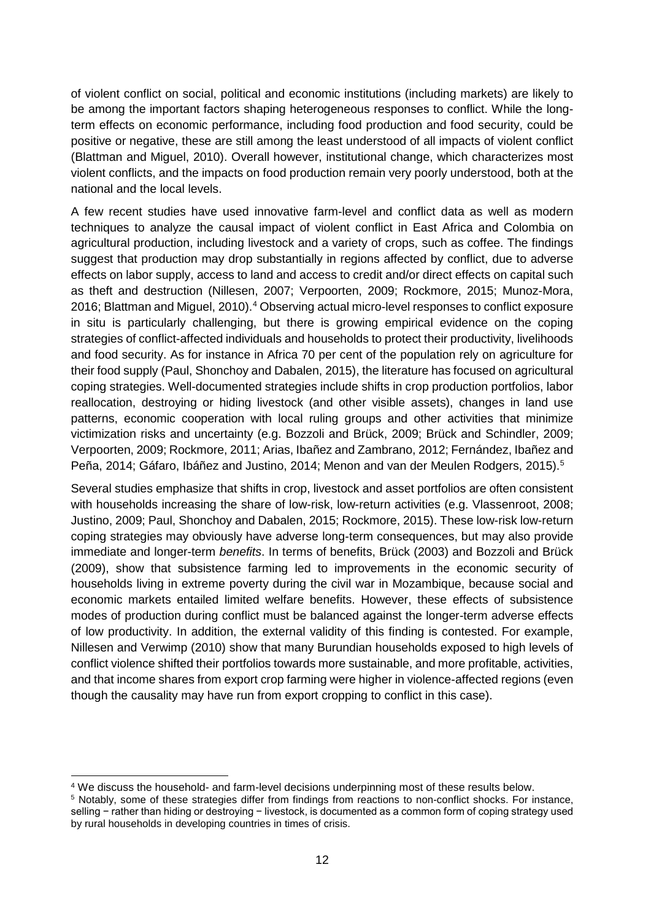of violent conflict on social, political and economic institutions (including markets) are likely to be among the important factors shaping heterogeneous responses to conflict. While the long-term effects on economic performance, including food production and food security, could be positive or negative, these are still among the least understood of all impacts of violent conflict (Blattman and Miguel, 2010). Overall however, institutional change, which characterizes most violent conflicts, and the impacts on food production remain very poorly understood, both at the national and the local levels.

A few recent studies have used innovative farm-level and conflict data as well as modern techniques to analyze the causal impact of violent conflict in East Africa and Colombia on agricultural production, including livestock and a variety of crops, such as coffee. The findings suggest that production may drop substantially in regions affected by conflict, due to adverse effects on labor supply, access to land and access to credit and/or direct effects on capital such as theft and destruction (Nillesen, 2007; Verpoorten, 2009; Rockmore, 2015; Munoz-Mora, 2016; Blattman and Miguel, 2010).[4] Observing actual micro-level responses to conflict exposure in situ is particularly challenging, but there is growing empirical evidence on the coping strategies of conflict-affected individuals and households to protect their productivity, livelihoods and food security. As for instance in Africa 70 per cent of the population rely on agriculture for their food supply (Paul, Shonchoy and Dabalen, 2015), the literature has focused on agricultural coping strategies. Well-documented strategies include shifts in crop production portfolios, labor reallocation, destroying or hiding livestock (and other visible assets), changes in land use patterns, economic cooperation with local ruling groups and other activities that minimize victimization risks and uncertainty (e.g. Bozzoli and Brück, 2009; Brück and Schindler, 2009; Verpoorten, 2009; Rockmore, 2011; Arias, Ibañez and Zambrano, 2012; Fernández, Ibañez and Peña, 2014; Gáfaro, Ibáñez and Justino, 2014; Menon and van der Meulen Rodgers, 2015).[5]

Several studies emphasize that shifts in crop, livestock and asset portfolios are often consistent with households increasing the share of low-risk, low-return activities (e.g. Vlassenroot, 2008; Justino, 2009; Paul, Shonchoy and Dabalen, 2015; Rockmore, 2015). These low-risk low-return coping strategies may obviously have adverse long-term consequences, but may also provide immediate and longer-term *benefits*. In terms of benefits, Brück (2003) and Bozzoli and Brück (2009), show that subsistence farming led to improvements in the economic security of households living in extreme poverty during the civil war in Mozambique, because social and economic markets entailed limited welfare benefits. However, these effects of subsistence modes of production during conflict must be balanced against the longer-term adverse effects of low productivity. In addition, the external validity of this finding is contested. For example, Nillesen and Verwimp (2010) show that many Burundian households exposed to high levels of conflict violence shifted their portfolios towards more sustainable, and more profitable, activities, and that income shares from export crop farming were higher in violence-affected regions (even though the causality may have run from export cropping to conflict in this case).

[4] We discuss the household- and farm-level decisions underpinning most of these results below.

[5] Notably, some of these strategies differ from findings from reactions to non-conflict shocks. For instance, selling − rather than hiding or destroying − livestock, is documented as a common form of coping strategy used by rural households in developing countries in times of crisis.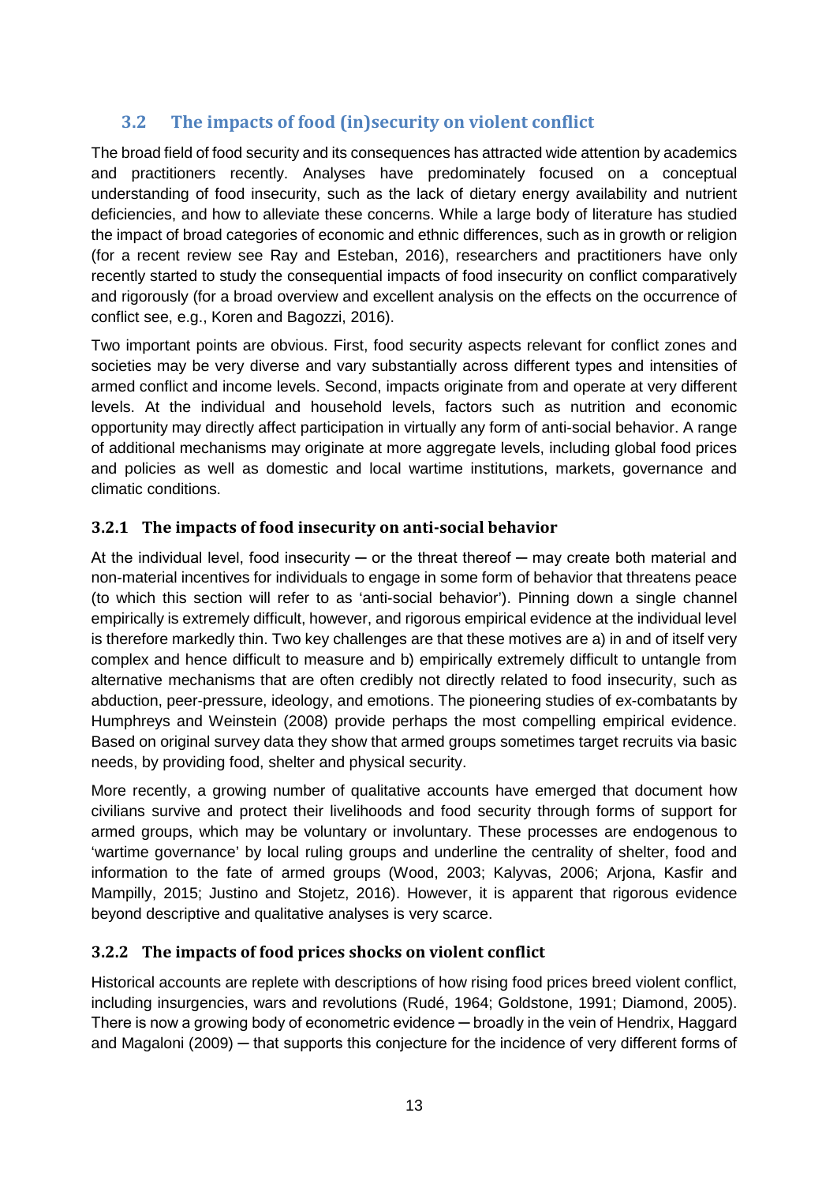## 3.2 The impacts of food (in)security on violent conflict

The broad field of food security and its consequences has attracted wide attention by academics and practitioners recently. Analyses have predominately focused on a conceptual understanding of food insecurity, such as the lack of dietary energy availability and nutrient deficiencies, and how to alleviate these concerns. While a large body of literature has studied the impact of broad categories of economic and ethnic differences, such as in growth or religion (for a recent review see Ray and Esteban, 2016), researchers and practitioners have only recently started to study the consequential impacts of food insecurity on conflict comparatively and rigorously (for a broad overview and excellent analysis on the effects on the occurrence of conflict see, e.g., Koren and Bagozzi, 2016).

Two important points are obvious. First, food security aspects relevant for conflict zones and societies may be very diverse and vary substantially across different types and intensities of armed conflict and income levels. Second, impacts originate from and operate at very different levels. At the individual and household levels, factors such as nutrition and economic opportunity may directly affect participation in virtually any form of anti-social behavior. A range of additional mechanisms may originate at more aggregate levels, including global food prices and policies as well as domestic and local wartime institutions, markets, governance and climatic conditions.

### 3.2.1 The impacts of food insecurity on anti-social behavior

At the individual level, food insecurity ─ or the threat thereof ─ may create both material and non-material incentives for individuals to engage in some form of behavior that threatens peace (to which this section will refer to as 'anti-social behavior'). Pinning down a single channel empirically is extremely difficult, however, and rigorous empirical evidence at the individual level is therefore markedly thin. Two key challenges are that these motives are a) in and of itself very complex and hence difficult to measure and b) empirically extremely difficult to untangle from alternative mechanisms that are often credibly not directly related to food insecurity, such as abduction, peer-pressure, ideology, and emotions. The pioneering studies of ex-combatants by Humphreys and Weinstein (2008) provide perhaps the most compelling empirical evidence. Based on original survey data they show that armed groups sometimes target recruits via basic needs, by providing food, shelter and physical security.

More recently, a growing number of qualitative accounts have emerged that document how civilians survive and protect their livelihoods and food security through forms of support for armed groups, which may be voluntary or involuntary. These processes are endogenous to 'wartime governance' by local ruling groups and underline the centrality of shelter, food and information to the fate of armed groups (Wood, 2003; Kalyvas, 2006; Arjona, Kasfir and Mampilly, 2015; Justino and Stojetz, 2016). However, it is apparent that rigorous evidence beyond descriptive and qualitative analyses is very scarce.

### 3.2.2 The impacts of food prices shocks on violent conflict

Historical accounts are replete with descriptions of how rising food prices breed violent conflict, including insurgencies, wars and revolutions (Rudé, 1964; Goldstone, 1991; Diamond, 2005). There is now a growing body of econometric evidence ─ broadly in the vein of Hendrix, Haggard and Magaloni (2009) ─ that supports this conjecture for the incidence of very different forms of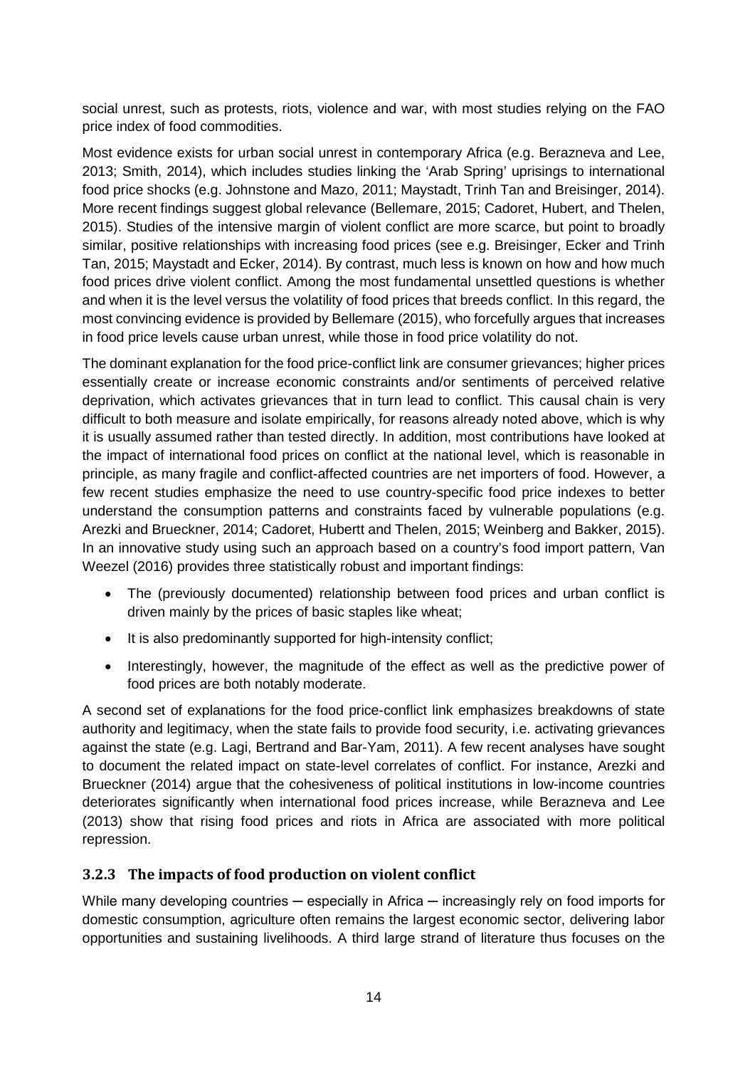social unrest, such as protests, riots, violence and war, with most studies relying on the FAO price index of food commodities.

Most evidence exists for urban social unrest in contemporary Africa (e.g. Berazneva and Lee, 2013; Smith, 2014), which includes studies linking the 'Arab Spring' uprisings to international food price shocks (e.g. Johnstone and Mazo, 2011; Maystadt, Trinh Tan and Breisinger, 2014). More recent findings suggest global relevance (Bellemare, 2015; Cadoret, Hubert, and Thelen, 2015). Studies of the intensive margin of violent conflict are more scarce, but point to broadly similar, positive relationships with increasing food prices (see e.g. Breisinger, Ecker and Trinh Tan, 2015; Maystadt and Ecker, 2014). By contrast, much less is known on how and how much food prices drive violent conflict. Among the most fundamental unsettled questions is whether and when it is the level versus the volatility of food prices that breeds conflict. In this regard, the most convincing evidence is provided by Bellemare (2015), who forcefully argues that increases in food price levels cause urban unrest, while those in food price volatility do not.

The dominant explanation for the food price-conflict link are consumer grievances; higher prices essentially create or increase economic constraints and/or sentiments of perceived relative deprivation, which activates grievances that in turn lead to conflict. This causal chain is very difficult to both measure and isolate empirically, for reasons already noted above, which is why it is usually assumed rather than tested directly. In addition, most contributions have looked at the impact of international food prices on conflict at the national level, which is reasonable in principle, as many fragile and conflict-affected countries are net importers of food. However, a few recent studies emphasize the need to use country-specific food price indexes to better understand the consumption patterns and constraints faced by vulnerable populations (e.g. Arezki and Brueckner, 2014; Cadoret, Hubertt and Thelen, 2015; Weinberg and Bakker, 2015). In an innovative study using such an approach based on a country's food import pattern, Van Weezel (2016) provides three statistically robust and important findings:

- The (previously documented) relationship between food prices and urban conflict is driven mainly by the prices of basic staples like wheat;
- It is also predominantly supported for high-intensity conflict;
- Interestingly, however, the magnitude of the effect as well as the predictive power of food prices are both notably moderate.

A second set of explanations for the food price-conflict link emphasizes breakdowns of state authority and legitimacy, when the state fails to provide food security, i.e. activating grievances against the state (e.g. Lagi, Bertrand and Bar-Yam, 2011). A few recent analyses have sought to document the related impact on state-level correlates of conflict. For instance, Arezki and Brueckner (2014) argue that the cohesiveness of political institutions in low-income countries deteriorates significantly when international food prices increase, while Berazneva and Lee (2013) show that rising food prices and riots in Africa are associated with more political repression.

### 3.2.3 The impacts of food production on violent conflict

While many developing countries ─ especially in Africa ─ increasingly rely on food imports for domestic consumption, agriculture often remains the largest economic sector, delivering labor opportunities and sustaining livelihoods. A third large strand of literature thus focuses on the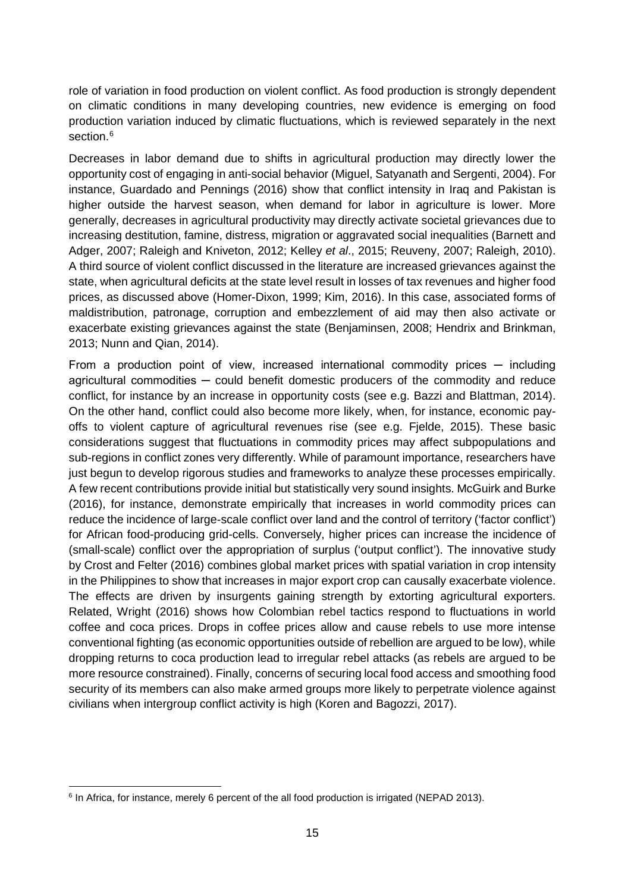role of variation in food production on violent conflict. As food production is strongly dependent on climatic conditions in many developing countries, new evidence is emerging on food production variation induced by climatic fluctuations, which is reviewed separately in the next section.[6]

Decreases in labor demand due to shifts in agricultural production may directly lower the opportunity cost of engaging in anti-social behavior (Miguel, Satyanath and Sergenti, 2004). For instance, Guardado and Pennings (2016) show that conflict intensity in Iraq and Pakistan is higher outside the harvest season, when demand for labor in agriculture is lower. More generally, decreases in agricultural productivity may directly activate societal grievances due to increasing destitution, famine, distress, migration or aggravated social inequalities (Barnett and Adger, 2007; Raleigh and Kniveton, 2012; Kelley *et al*., 2015; Reuveny, 2007; Raleigh, 2010). A third source of violent conflict discussed in the literature are increased grievances against the state, when agricultural deficits at the state level result in losses of tax revenues and higher food prices, as discussed above (Homer-Dixon, 1999; Kim, 2016). In this case, associated forms of maldistribution, patronage, corruption and embezzlement of aid may then also activate or exacerbate existing grievances against the state (Benjaminsen, 2008; Hendrix and Brinkman, 2013; Nunn and Qian, 2014).

From a production point of view, increased international commodity prices ─ including agricultural commodities ─ could benefit domestic producers of the commodity and reduce conflict, for instance by an increase in opportunity costs (see e.g. Bazzi and Blattman, 2014). On the other hand, conflict could also become more likely, when, for instance, economic pay-offs to violent capture of agricultural revenues rise (see e.g. Fjelde, 2015). These basic considerations suggest that fluctuations in commodity prices may affect subpopulations and sub-regions in conflict zones very differently. While of paramount importance, researchers have just begun to develop rigorous studies and frameworks to analyze these processes empirically. A few recent contributions provide initial but statistically very sound insights. McGuirk and Burke (2016), for instance, demonstrate empirically that increases in world commodity prices can reduce the incidence of large-scale conflict over land and the control of territory ('factor conflict') for African food-producing grid-cells. Conversely, higher prices can increase the incidence of (small-scale) conflict over the appropriation of surplus ('output conflict'). The innovative study by Crost and Felter (2016) combines global market prices with spatial variation in crop intensity in the Philippines to show that increases in major export crop can causally exacerbate violence. The effects are driven by insurgents gaining strength by extorting agricultural exporters. Related, Wright (2016) shows how Colombian rebel tactics respond to fluctuations in world coffee and coca prices. Drops in coffee prices allow and cause rebels to use more intense conventional fighting (as economic opportunities outside of rebellion are argued to be low), while dropping returns to coca production lead to irregular rebel attacks (as rebels are argued to be more resource constrained). Finally, concerns of securing local food access and smoothing food security of its members can also make armed groups more likely to perpetrate violence against civilians when intergroup conflict activity is high (Koren and Bagozzi, 2017).

[6] In Africa, for instance, merely 6 percent of the all food production is irrigated (NEPAD 2013).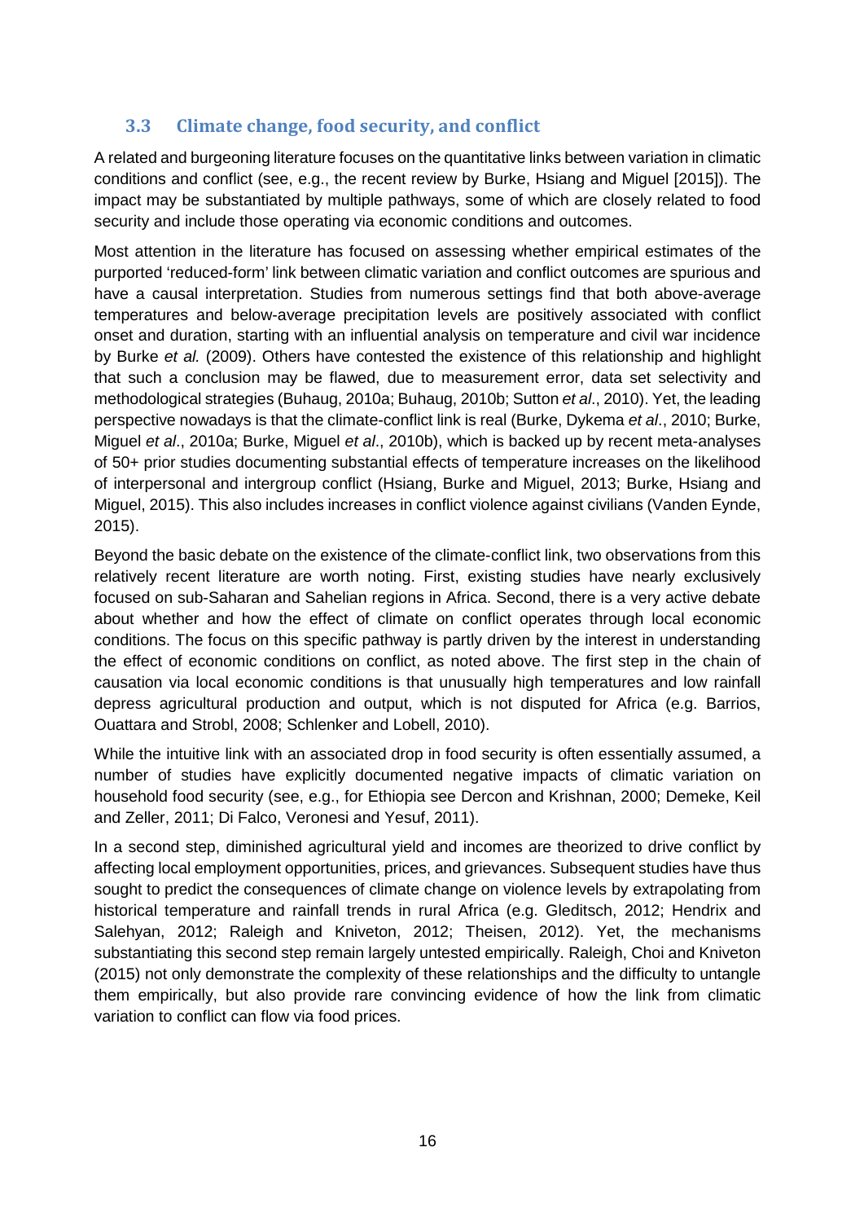### 3.3 Climate change, food security, and conflict

A related and burgeoning literature focuses on the quantitative links between variation in climatic conditions and conflict (see, e.g., the recent review by Burke, Hsiang and Miguel [2015]). The impact may be substantiated by multiple pathways, some of which are closely related to food security and include those operating via economic conditions and outcomes.

Most attention in the literature has focused on assessing whether empirical estimates of the purported 'reduced-form' link between climatic variation and conflict outcomes are spurious and have a causal interpretation. Studies from numerous settings find that both above-average temperatures and below-average precipitation levels are positively associated with conflict onset and duration, starting with an influential analysis on temperature and civil war incidence by Burke *et al.* (2009). Others have contested the existence of this relationship and highlight that such a conclusion may be flawed, due to measurement error, data set selectivity and methodological strategies (Buhaug, 2010a; Buhaug, 2010b; Sutton *et al*., 2010). Yet, the leading perspective nowadays is that the climate-conflict link is real (Burke, Dykema *et al*., 2010; Burke, Miguel *et al*., 2010a; Burke, Miguel *et al*., 2010b), which is backed up by recent meta-analyses of 50+ prior studies documenting substantial effects of temperature increases on the likelihood of interpersonal and intergroup conflict (Hsiang, Burke and Miguel, 2013; Burke, Hsiang and Miguel, 2015). This also includes increases in conflict violence against civilians (Vanden Eynde, 2015).

Beyond the basic debate on the existence of the climate-conflict link, two observations from this relatively recent literature are worth noting. First, existing studies have nearly exclusively focused on sub-Saharan and Sahelian regions in Africa. Second, there is a very active debate about whether and how the effect of climate on conflict operates through local economic conditions. The focus on this specific pathway is partly driven by the interest in understanding the effect of economic conditions on conflict, as noted above. The first step in the chain of causation via local economic conditions is that unusually high temperatures and low rainfall depress agricultural production and output, which is not disputed for Africa (e.g. Barrios, Ouattara and Strobl, 2008; Schlenker and Lobell, 2010).

While the intuitive link with an associated drop in food security is often essentially assumed, a number of studies have explicitly documented negative impacts of climatic variation on household food security (see, e.g., for Ethiopia see Dercon and Krishnan, 2000; Demeke, Keil and Zeller, 2011; Di Falco, Veronesi and Yesuf, 2011).

In a second step, diminished agricultural yield and incomes are theorized to drive conflict by affecting local employment opportunities, prices, and grievances. Subsequent studies have thus sought to predict the consequences of climate change on violence levels by extrapolating from historical temperature and rainfall trends in rural Africa (e.g. Gleditsch, 2012; Hendrix and Salehyan, 2012; Raleigh and Kniveton, 2012; Theisen, 2012). Yet, the mechanisms substantiating this second step remain largely untested empirically. Raleigh, Choi and Kniveton (2015) not only demonstrate the complexity of these relationships and the difficulty to untangle them empirically, but also provide rare convincing evidence of how the link from climatic variation to conflict can flow via food prices.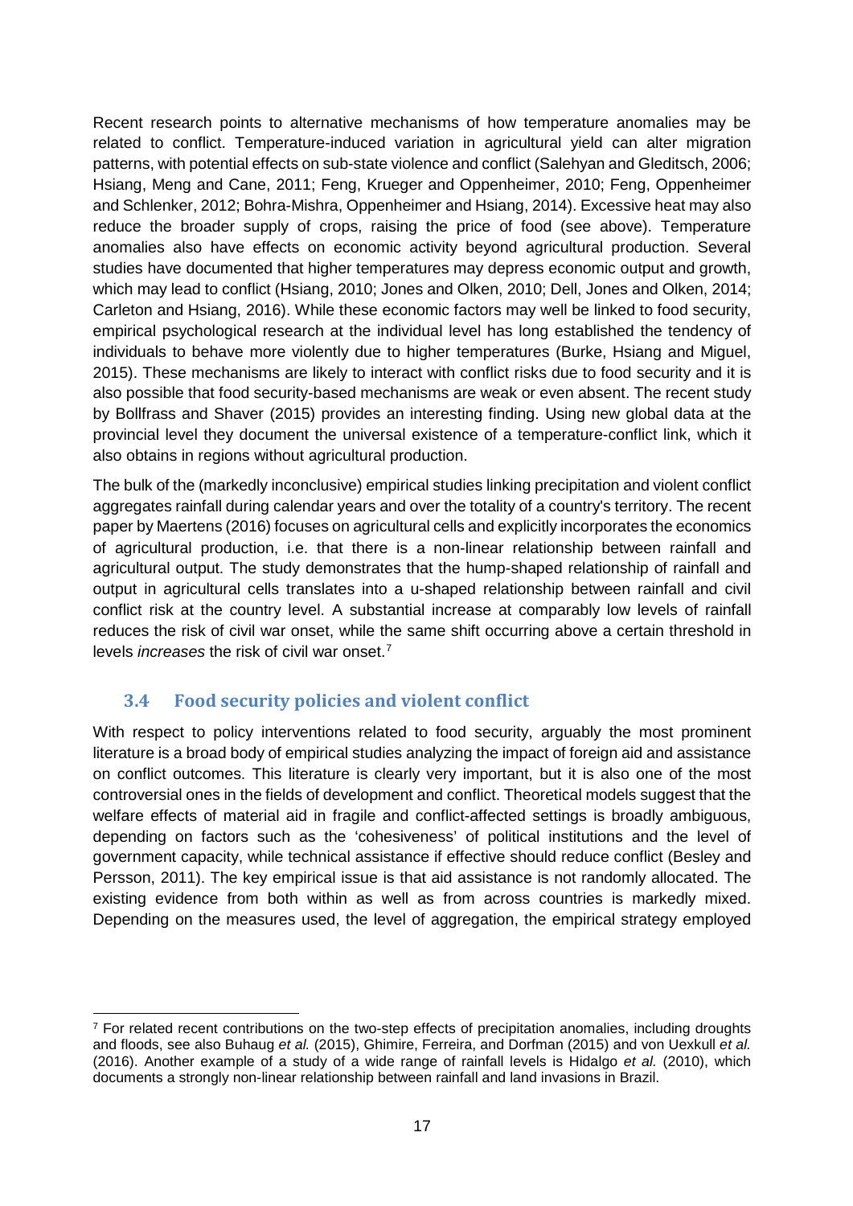Recent research points to alternative mechanisms of how temperature anomalies may be related to conflict. Temperature-induced variation in agricultural yield can alter migration patterns, with potential effects on sub-state violence and conflict (Salehyan and Gleditsch, 2006; Hsiang, Meng and Cane, 2011; Feng, Krueger and Oppenheimer, 2010; Feng, Oppenheimer and Schlenker, 2012; Bohra-Mishra, Oppenheimer and Hsiang, 2014). Excessive heat may also reduce the broader supply of crops, raising the price of food (see above). Temperature anomalies also have effects on economic activity beyond agricultural production. Several studies have documented that higher temperatures may depress economic output and growth, which may lead to conflict (Hsiang, 2010; Jones and Olken, 2010; Dell, Jones and Olken, 2014; Carleton and Hsiang, 2016). While these economic factors may well be linked to food security, empirical psychological research at the individual level has long established the tendency of individuals to behave more violently due to higher temperatures (Burke, Hsiang and Miguel, 2015). These mechanisms are likely to interact with conflict risks due to food security and it is also possible that food security-based mechanisms are weak or even absent. The recent study by Bollfrass and Shaver (2015) provides an interesting finding. Using new global data at the provincial level they document the universal existence of a temperature-conflict link, which it also obtains in regions without agricultural production.

The bulk of the (markedly inconclusive) empirical studies linking precipitation and violent conflict aggregates rainfall during calendar years and over the totality of a country's territory. The recent paper by Maertens (2016) focuses on agricultural cells and explicitly incorporates the economics of agricultural production, i.e. that there is a non-linear relationship between rainfall and agricultural output. The study demonstrates that the hump-shaped relationship of rainfall and output in agricultural cells translates into a u-shaped relationship between rainfall and civil conflict risk at the country level. A substantial increase at comparably low levels of rainfall reduces the risk of civil war onset, while the same shift occurring above a certain threshold in levels *increases* the risk of civil war onset.[7]

## 3.4 Food security policies and violent conflict

With respect to policy interventions related to food security, arguably the most prominent literature is a broad body of empirical studies analyzing the impact of foreign aid and assistance on conflict outcomes. This literature is clearly very important, but it is also one of the most controversial ones in the fields of development and conflict. Theoretical models suggest that the welfare effects of material aid in fragile and conflict-affected settings is broadly ambiguous, depending on factors such as the 'cohesiveness' of political institutions and the level of government capacity, while technical assistance if effective should reduce conflict (Besley and Persson, 2011). The key empirical issue is that aid assistance is not randomly allocated. The existing evidence from both within as well as from across countries is markedly mixed. Depending on the measures used, the level of aggregation, the empirical strategy employed

---

[7] For related recent contributions on the two-step effects of precipitation anomalies, including droughts and floods, see also Buhaug *et al.* (2015), Ghimire, Ferreira, and Dorfman (2015) and von Uexkull *et al.* (2016). Another example of a study of a wide range of rainfall levels is Hidalgo *et al.* (2010), which documents a strongly non-linear relationship between rainfall and land invasions in Brazil.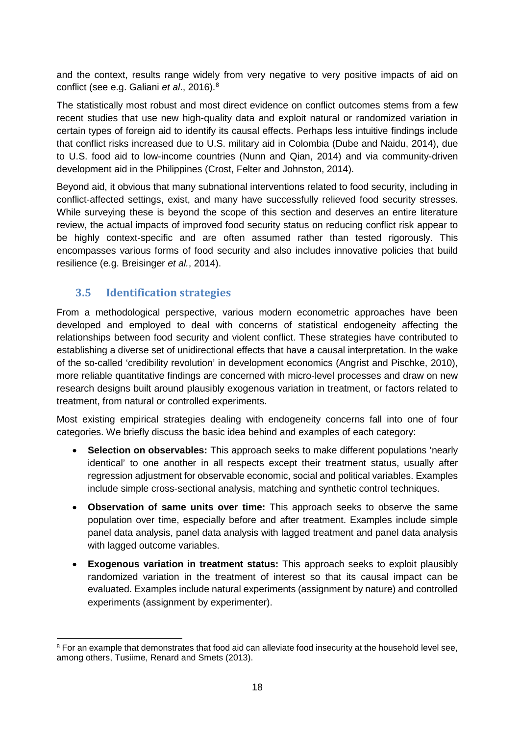and the context, results range widely from very negative to very positive impacts of aid on conflict (see e.g. Galiani *et al*., 2016).[8]

The statistically most robust and most direct evidence on conflict outcomes stems from a few recent studies that use new high-quality data and exploit natural or randomized variation in certain types of foreign aid to identify its causal effects. Perhaps less intuitive findings include that conflict risks increased due to U.S. military aid in Colombia (Dube and Naidu, 2014), due to U.S. food aid to low-income countries (Nunn and Qian, 2014) and via community-driven development aid in the Philippines (Crost, Felter and Johnston, 2014).

Beyond aid, it obvious that many subnational interventions related to food security, including in conflict-affected settings, exist, and many have successfully relieved food security stresses. While surveying these is beyond the scope of this section and deserves an entire literature review, the actual impacts of improved food security status on reducing conflict risk appear to be highly context-specific and are often assumed rather than tested rigorously. This encompasses various forms of food security and also includes innovative policies that build resilience (e.g. Breisinger *et al.*, 2014).

## 3.5 Identification strategies

From a methodological perspective, various modern econometric approaches have been developed and employed to deal with concerns of statistical endogeneity affecting the relationships between food security and violent conflict. These strategies have contributed to establishing a diverse set of unidirectional effects that have a causal interpretation. In the wake of the so-called 'credibility revolution' in development economics (Angrist and Pischke, 2010), more reliable quantitative findings are concerned with micro-level processes and draw on new research designs built around plausibly exogenous variation in treatment, or factors related to treatment, from natural or controlled experiments.

Most existing empirical strategies dealing with endogeneity concerns fall into one of four categories. We briefly discuss the basic idea behind and examples of each category:

- **Selection on observables:** This approach seeks to make different populations 'nearly identical' to one another in all respects except their treatment status, usually after regression adjustment for observable economic, social and political variables. Examples include simple cross-sectional analysis, matching and synthetic control techniques.
- **Observation of same units over time:** This approach seeks to observe the same population over time, especially before and after treatment. Examples include simple panel data analysis, panel data analysis with lagged treatment and panel data analysis with lagged outcome variables.
- **Exogenous variation in treatment status:** This approach seeks to exploit plausibly randomized variation in the treatment of interest so that its causal impact can be evaluated. Examples include natural experiments (assignment by nature) and controlled experiments (assignment by experimenter).

---

[8] For an example that demonstrates that food aid can alleviate food insecurity at the household level see, among others, Tusiime, Renard and Smets (2013).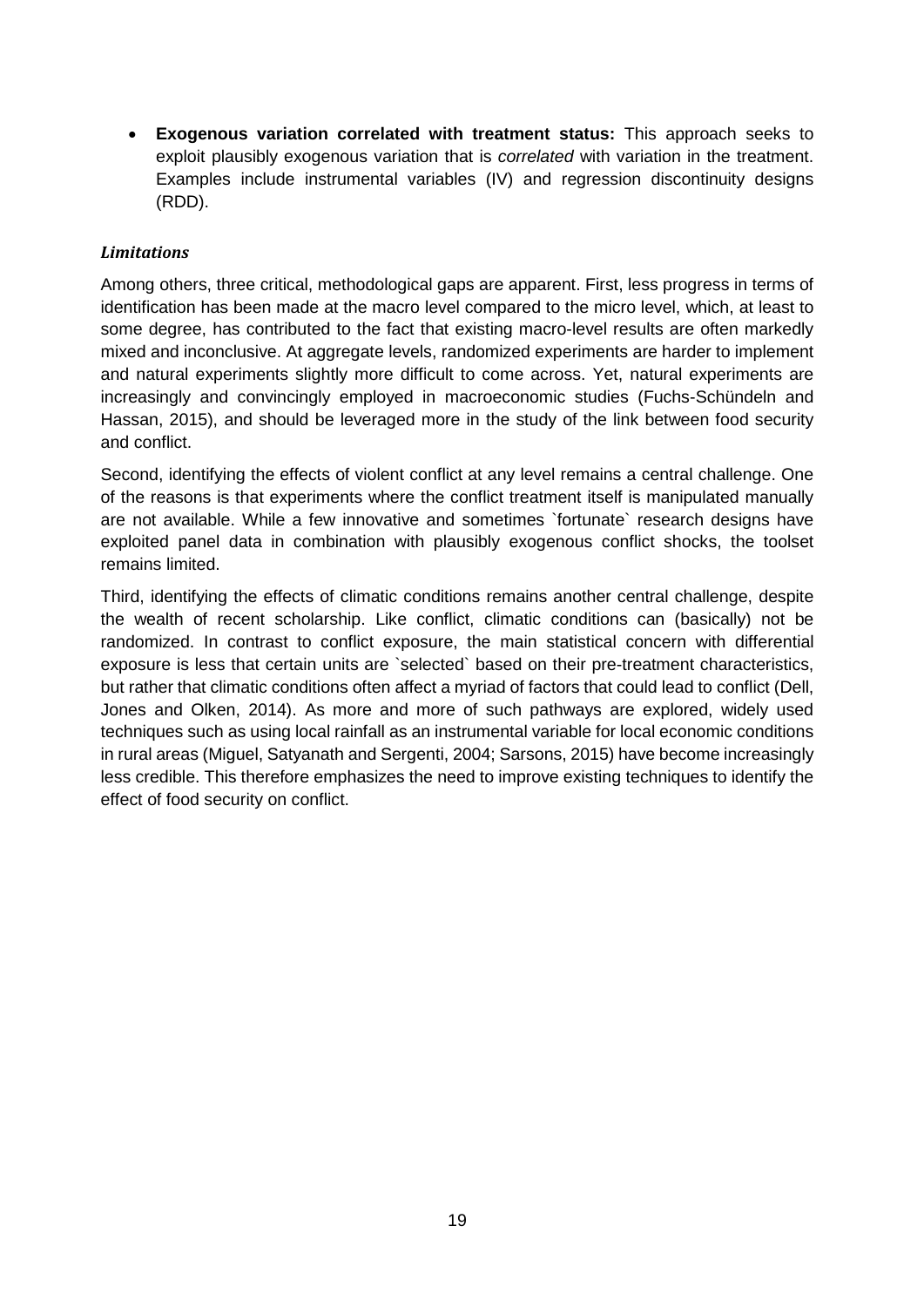- **Exogenous variation correlated with treatment status:** This approach seeks to exploit plausibly exogenous variation that is *correlated* with variation in the treatment. Examples include instrumental variables (IV) and regression discontinuity designs (RDD).

#### *Limitations*

Among others, three critical, methodological gaps are apparent. First, less progress in terms of identification has been made at the macro level compared to the micro level, which, at least to some degree, has contributed to the fact that existing macro-level results are often markedly mixed and inconclusive. At aggregate levels, randomized experiments are harder to implement and natural experiments slightly more difficult to come across. Yet, natural experiments are increasingly and convincingly employed in macroeconomic studies (Fuchs-Schündeln and Hassan, 2015), and should be leveraged more in the study of the link between food security and conflict.

Second, identifying the effects of violent conflict at any level remains a central challenge. One of the reasons is that experiments where the conflict treatment itself is manipulated manually are not available. While a few innovative and sometimes `fortunate` research designs have exploited panel data in combination with plausibly exogenous conflict shocks, the toolset remains limited.

Third, identifying the effects of climatic conditions remains another central challenge, despite the wealth of recent scholarship. Like conflict, climatic conditions can (basically) not be randomized. In contrast to conflict exposure, the main statistical concern with differential exposure is less that certain units are `selected` based on their pre-treatment characteristics, but rather that climatic conditions often affect a myriad of factors that could lead to conflict (Dell, Jones and Olken, 2014). As more and more of such pathways are explored, widely used techniques such as using local rainfall as an instrumental variable for local economic conditions in rural areas (Miguel, Satyanath and Sergenti, 2004; Sarsons, 2015) have become increasingly less credible. This therefore emphasizes the need to improve existing techniques to identify the effect of food security on conflict.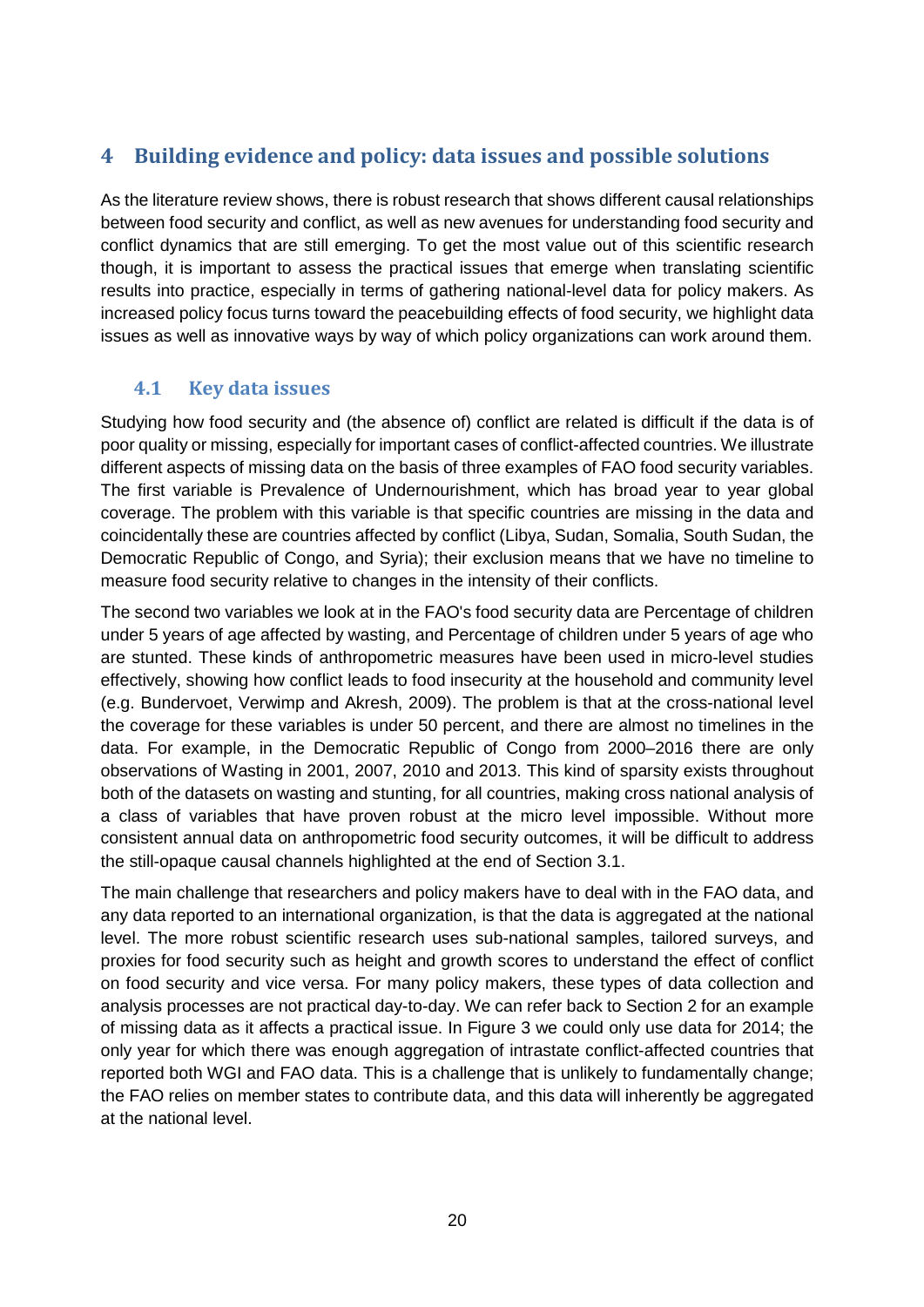# 4 Building evidence and policy: data issues and possible solutions

As the literature review shows, there is robust research that shows different causal relationships between food security and conflict, as well as new avenues for understanding food security and conflict dynamics that are still emerging. To get the most value out of this scientific research though, it is important to assess the practical issues that emerge when translating scientific results into practice, especially in terms of gathering national-level data for policy makers. As increased policy focus turns toward the peacebuilding effects of food security, we highlight data issues as well as innovative ways by way of which policy organizations can work around them.

## 4.1 Key data issues

Studying how food security and (the absence of) conflict are related is difficult if the data is of poor quality or missing, especially for important cases of conflict-affected countries. We illustrate different aspects of missing data on the basis of three examples of FAO food security variables. The first variable is Prevalence of Undernourishment, which has broad year to year global coverage. The problem with this variable is that specific countries are missing in the data and coincidentally these are countries affected by conflict (Libya, Sudan, Somalia, South Sudan, the Democratic Republic of Congo, and Syria); their exclusion means that we have no timeline to measure food security relative to changes in the intensity of their conflicts.

The second two variables we look at in the FAO's food security data are Percentage of children under 5 years of age affected by wasting, and Percentage of children under 5 years of age who are stunted. These kinds of anthropometric measures have been used in micro-level studies effectively, showing how conflict leads to food insecurity at the household and community level (e.g. Bundervoet, Verwimp and Akresh, 2009). The problem is that at the cross-national level the coverage for these variables is under 50 percent, and there are almost no timelines in the data. For example, in the Democratic Republic of Congo from 2000–2016 there are only observations of Wasting in 2001, 2007, 2010 and 2013. This kind of sparsity exists throughout both of the datasets on wasting and stunting, for all countries, making cross national analysis of a class of variables that have proven robust at the micro level impossible. Without more consistent annual data on anthropometric food security outcomes, it will be difficult to address the still-opaque causal channels highlighted at the end of Section 3.1.

The main challenge that researchers and policy makers have to deal with in the FAO data, and any data reported to an international organization, is that the data is aggregated at the national level. The more robust scientific research uses sub-national samples, tailored surveys, and proxies for food security such as height and growth scores to understand the effect of conflict on food security and vice versa. For many policy makers, these types of data collection and analysis processes are not practical day-to-day. We can refer back to Section 2 for an example of missing data as it affects a practical issue. In Figure 3 we could only use data for 2014; the only year for which there was enough aggregation of intrastate conflict-affected countries that reported both WGI and FAO data. This is a challenge that is unlikely to fundamentally change; the FAO relies on member states to contribute data, and this data will inherently be aggregated at the national level.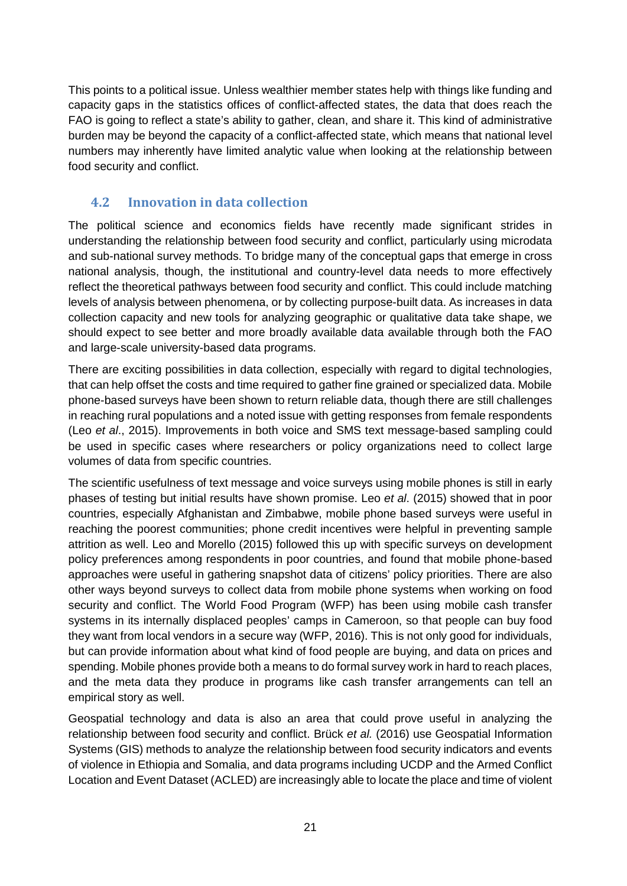This points to a political issue. Unless wealthier member states help with things like funding and capacity gaps in the statistics offices of conflict-affected states, the data that does reach the FAO is going to reflect a state's ability to gather, clean, and share it. This kind of administrative burden may be beyond the capacity of a conflict-affected state, which means that national level numbers may inherently have limited analytic value when looking at the relationship between food security and conflict.

## 4.2 Innovation in data collection

The political science and economics fields have recently made significant strides in understanding the relationship between food security and conflict, particularly using microdata and sub-national survey methods. To bridge many of the conceptual gaps that emerge in cross national analysis, though, the institutional and country-level data needs to more effectively reflect the theoretical pathways between food security and conflict. This could include matching levels of analysis between phenomena, or by collecting purpose-built data. As increases in data collection capacity and new tools for analyzing geographic or qualitative data take shape, we should expect to see better and more broadly available data available through both the FAO and large-scale university-based data programs.

There are exciting possibilities in data collection, especially with regard to digital technologies, that can help offset the costs and time required to gather fine grained or specialized data. Mobile phone-based surveys have been shown to return reliable data, though there are still challenges in reaching rural populations and a noted issue with getting responses from female respondents (Leo *et al*., 2015). Improvements in both voice and SMS text message-based sampling could be used in specific cases where researchers or policy organizations need to collect large volumes of data from specific countries.

The scientific usefulness of text message and voice surveys using mobile phones is still in early phases of testing but initial results have shown promise. Leo *et al*. (2015) showed that in poor countries, especially Afghanistan and Zimbabwe, mobile phone based surveys were useful in reaching the poorest communities; phone credit incentives were helpful in preventing sample attrition as well. Leo and Morello (2015) followed this up with specific surveys on development policy preferences among respondents in poor countries, and found that mobile phone-based approaches were useful in gathering snapshot data of citizens' policy priorities. There are also other ways beyond surveys to collect data from mobile phone systems when working on food security and conflict. The World Food Program (WFP) has been using mobile cash transfer systems in its internally displaced peoples' camps in Cameroon, so that people can buy food they want from local vendors in a secure way (WFP, 2016). This is not only good for individuals, but can provide information about what kind of food people are buying, and data on prices and spending. Mobile phones provide both a means to do formal survey work in hard to reach places, and the meta data they produce in programs like cash transfer arrangements can tell an empirical story as well.

Geospatial technology and data is also an area that could prove useful in analyzing the relationship between food security and conflict. Brück *et al.* (2016) use Geospatial Information Systems (GIS) methods to analyze the relationship between food security indicators and events of violence in Ethiopia and Somalia, and data programs including UCDP and the Armed Conflict Location and Event Dataset (ACLED) are increasingly able to locate the place and time of violent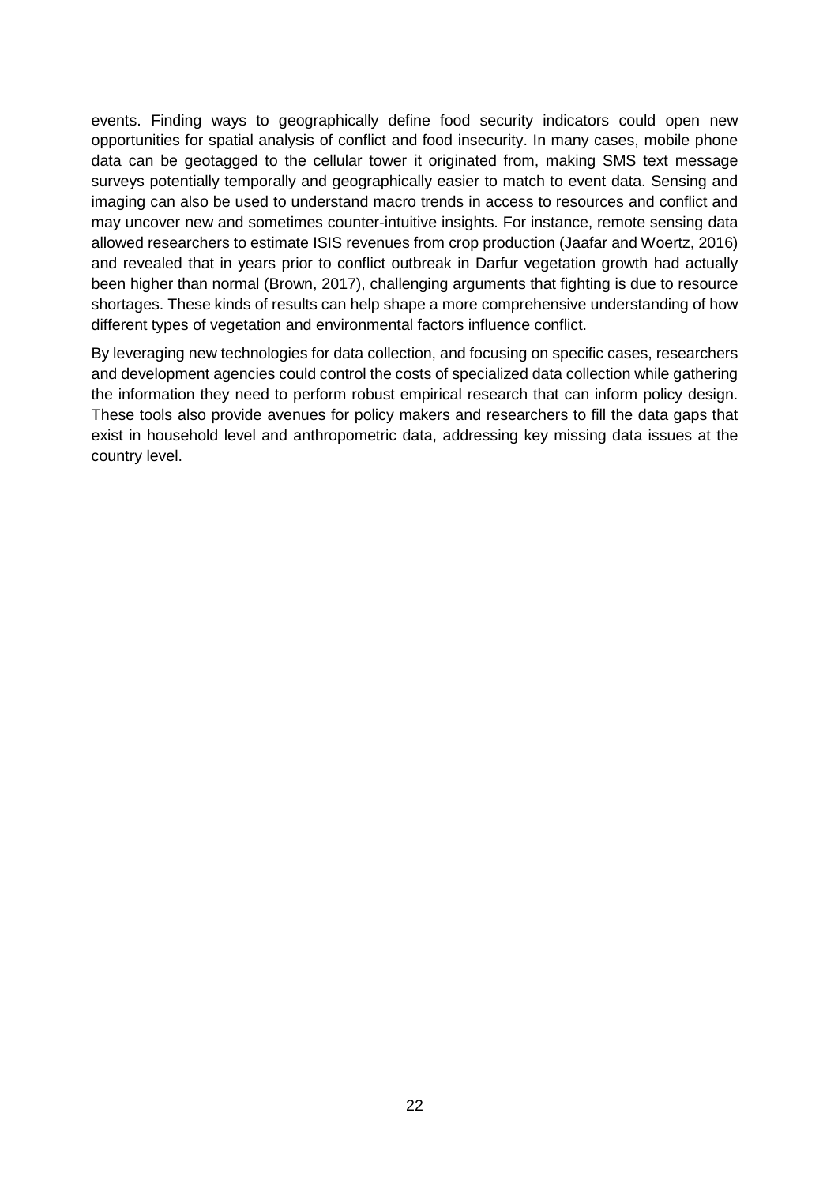events. Finding ways to geographically define food security indicators could open new opportunities for spatial analysis of conflict and food insecurity. In many cases, mobile phone data can be geotagged to the cellular tower it originated from, making SMS text message surveys potentially temporally and geographically easier to match to event data. Sensing and imaging can also be used to understand macro trends in access to resources and conflict and may uncover new and sometimes counter-intuitive insights. For instance, remote sensing data allowed researchers to estimate ISIS revenues from crop production (Jaafar and Woertz, 2016) and revealed that in years prior to conflict outbreak in Darfur vegetation growth had actually been higher than normal (Brown, 2017), challenging arguments that fighting is due to resource shortages. These kinds of results can help shape a more comprehensive understanding of how different types of vegetation and environmental factors influence conflict.

By leveraging new technologies for data collection, and focusing on specific cases, researchers and development agencies could control the costs of specialized data collection while gathering the information they need to perform robust empirical research that can inform policy design. These tools also provide avenues for policy makers and researchers to fill the data gaps that exist in household level and anthropometric data, addressing key missing data issues at the country level.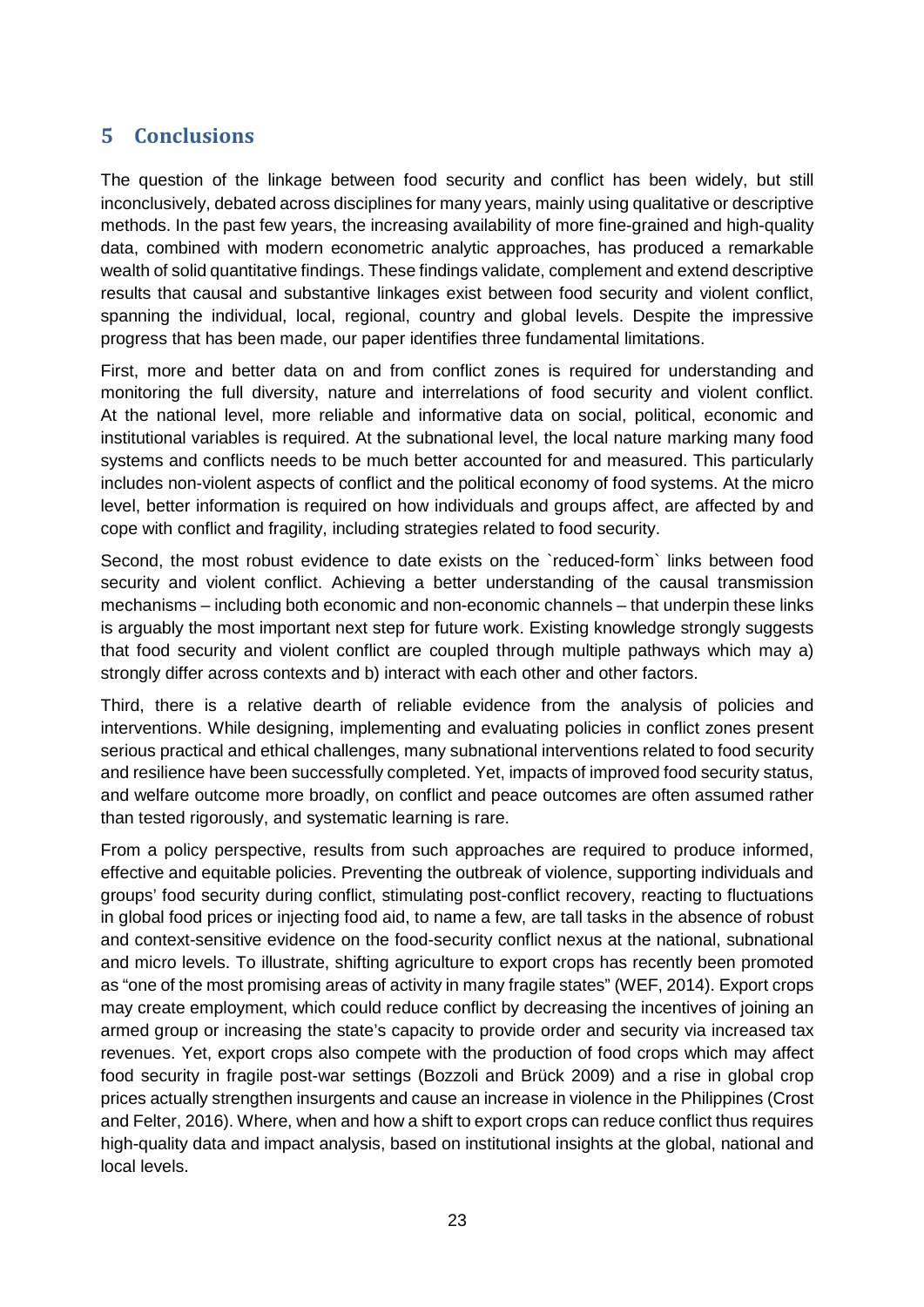## 5 Conclusions

The question of the linkage between food security and conflict has been widely, but still inconclusively, debated across disciplines for many years, mainly using qualitative or descriptive methods. In the past few years, the increasing availability of more fine-grained and high-quality data, combined with modern econometric analytic approaches, has produced a remarkable wealth of solid quantitative findings. These findings validate, complement and extend descriptive results that causal and substantive linkages exist between food security and violent conflict, spanning the individual, local, regional, country and global levels. Despite the impressive progress that has been made, our paper identifies three fundamental limitations.

First, more and better data on and from conflict zones is required for understanding and monitoring the full diversity, nature and interrelations of food security and violent conflict. At the national level, more reliable and informative data on social, political, economic and institutional variables is required. At the subnational level, the local nature marking many food systems and conflicts needs to be much better accounted for and measured. This particularly includes non-violent aspects of conflict and the political economy of food systems. At the micro level, better information is required on how individuals and groups affect, are affected by and cope with conflict and fragility, including strategies related to food security.

Second, the most robust evidence to date exists on the `reduced-form` links between food security and violent conflict. Achieving a better understanding of the causal transmission mechanisms – including both economic and non-economic channels – that underpin these links is arguably the most important next step for future work. Existing knowledge strongly suggests that food security and violent conflict are coupled through multiple pathways which may a) strongly differ across contexts and b) interact with each other and other factors.

Third, there is a relative dearth of reliable evidence from the analysis of policies and interventions. While designing, implementing and evaluating policies in conflict zones present serious practical and ethical challenges, many subnational interventions related to food security and resilience have been successfully completed. Yet, impacts of improved food security status, and welfare outcome more broadly, on conflict and peace outcomes are often assumed rather than tested rigorously, and systematic learning is rare.

From a policy perspective, results from such approaches are required to produce informed, effective and equitable policies. Preventing the outbreak of violence, supporting individuals and groups' food security during conflict, stimulating post-conflict recovery, reacting to fluctuations in global food prices or injecting food aid, to name a few, are tall tasks in the absence of robust and context-sensitive evidence on the food-security conflict nexus at the national, subnational and micro levels. To illustrate, shifting agriculture to export crops has recently been promoted as "one of the most promising areas of activity in many fragile states" (WEF, 2014). Export crops may create employment, which could reduce conflict by decreasing the incentives of joining an armed group or increasing the state's capacity to provide order and security via increased tax revenues. Yet, export crops also compete with the production of food crops which may affect food security in fragile post-war settings (Bozzoli and Brück 2009) and a rise in global crop prices actually strengthen insurgents and cause an increase in violence in the Philippines (Crost and Felter, 2016). Where, when and how a shift to export crops can reduce conflict thus requires high-quality data and impact analysis, based on institutional insights at the global, national and local levels.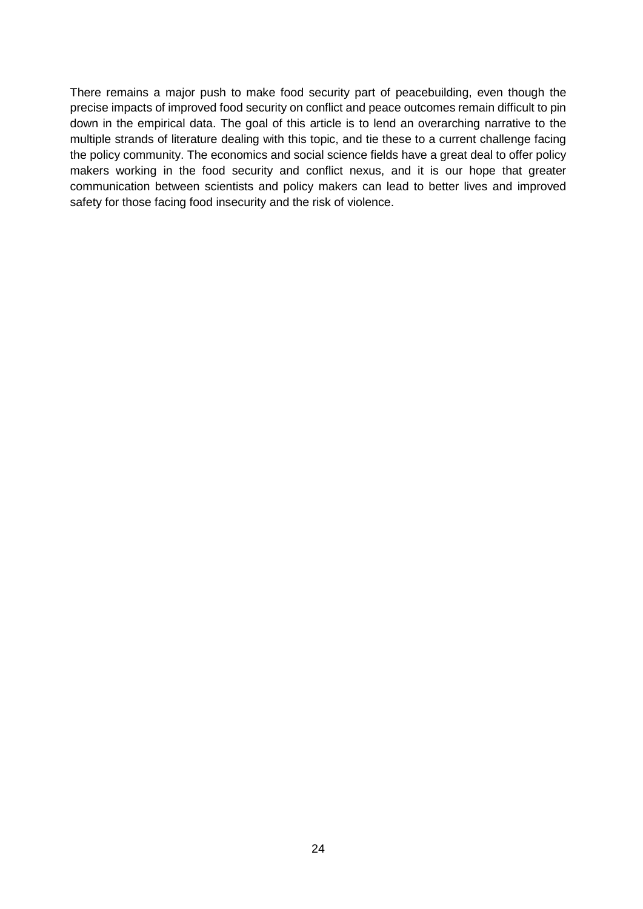There remains a major push to make food security part of peacebuilding, even though the precise impacts of improved food security on conflict and peace outcomes remain difficult to pin down in the empirical data. The goal of this article is to lend an overarching narrative to the multiple strands of literature dealing with this topic, and tie these to a current challenge facing the policy community. The economics and social science fields have a great deal to offer policy makers working in the food security and conflict nexus, and it is our hope that greater communication between scientists and policy makers can lead to better lives and improved safety for those facing food insecurity and the risk of violence.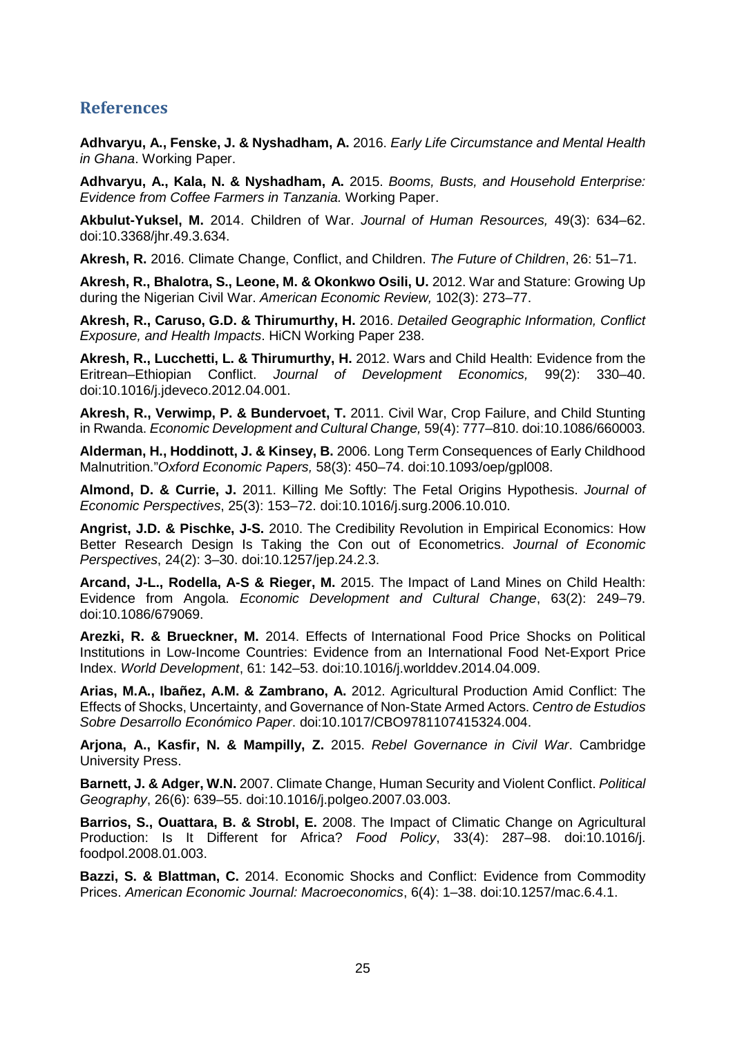## References

**Adhvaryu, A., Fenske, J. & Nyshadham, A.** 2016. *Early Life Circumstance and Mental Health in Ghana*. Working Paper.

**Adhvaryu, A., Kala, N. & Nyshadham, A.** 2015. *Booms, Busts, and Household Enterprise: Evidence from Coffee Farmers in Tanzania.* Working Paper.

**Akbulut-Yuksel, M.** 2014. Children of War. *Journal of Human Resources,* 49(3): 634–62. doi:10.3368/jhr.49.3.634.

**Akresh, R.** 2016. Climate Change, Conflict, and Children. *The Future of Children*, 26: 51–71.

**Akresh, R., Bhalotra, S., Leone, M. & Okonkwo Osili, U.** 2012. War and Stature: Growing Up during the Nigerian Civil War. *American Economic Review,* 102(3): 273–77.

**Akresh, R., Caruso, G.D. & Thirumurthy, H.** 2016. *Detailed Geographic Information, Conflict Exposure, and Health Impacts*. HiCN Working Paper 238.

**Akresh, R., Lucchetti, L. & Thirumurthy, H.** 2012. Wars and Child Health: Evidence from the Eritrean–Ethiopian Conflict. *Journal of Development Economics,* 99(2): 330–40. doi:10.1016/j.jdeveco.2012.04.001.

**Akresh, R., Verwimp, P. & Bundervoet, T.** 2011. Civil War, Crop Failure, and Child Stunting in Rwanda. *Economic Development and Cultural Change,* 59(4): 777–810. doi:10.1086/660003.

**Alderman, H., Hoddinott, J. & Kinsey, B.** 2006. Long Term Consequences of Early Childhood Malnutrition."*Oxford Economic Papers,* 58(3): 450–74. doi:10.1093/oep/gpl008.

**Almond, D. & Currie, J.** 2011. Killing Me Softly: The Fetal Origins Hypothesis. *Journal of Economic Perspectives*, 25(3): 153–72. doi:10.1016/j.surg.2006.10.010.

**Angrist, J.D. & Pischke, J-S.** 2010. The Credibility Revolution in Empirical Economics: How Better Research Design Is Taking the Con out of Econometrics. *Journal of Economic Perspectives*, 24(2): 3–30. doi:10.1257/jep.24.2.3.

**Arcand, J-L., Rodella, A-S & Rieger, M.** 2015. The Impact of Land Mines on Child Health: Evidence from Angola. *Economic Development and Cultural Change*, 63(2): 249–79. doi:10.1086/679069.

**Arezki, R. & Brueckner, M.** 2014. Effects of International Food Price Shocks on Political Institutions in Low-Income Countries: Evidence from an International Food Net-Export Price Index. *World Development*, 61: 142–53. doi:10.1016/j.worlddev.2014.04.009.

**Arias, M.A., Ibañez, A.M. & Zambrano, A.** 2012. Agricultural Production Amid Conflict: The Effects of Shocks, Uncertainty, and Governance of Non-State Armed Actors. *Centro de Estudios Sobre Desarrollo Económico Paper*. doi:10.1017/CBO9781107415324.004.

**Arjona, A., Kasfir, N. & Mampilly, Z.** 2015. *Rebel Governance in Civil War*. Cambridge University Press.

**Barnett, J. & Adger, W.N.** 2007. Climate Change, Human Security and Violent Conflict. *Political Geography*, 26(6): 639–55. doi:10.1016/j.polgeo.2007.03.003.

**Barrios, S., Ouattara, B. & Strobl, E.** 2008. The Impact of Climatic Change on Agricultural Production: Is It Different for Africa? *Food Policy*, 33(4): 287–98. doi:10.1016/j. foodpol.2008.01.003.

**Bazzi, S. & Blattman, C.** 2014. Economic Shocks and Conflict: Evidence from Commodity Prices. *American Economic Journal: Macroeconomics*, 6(4): 1–38. doi:10.1257/mac.6.4.1.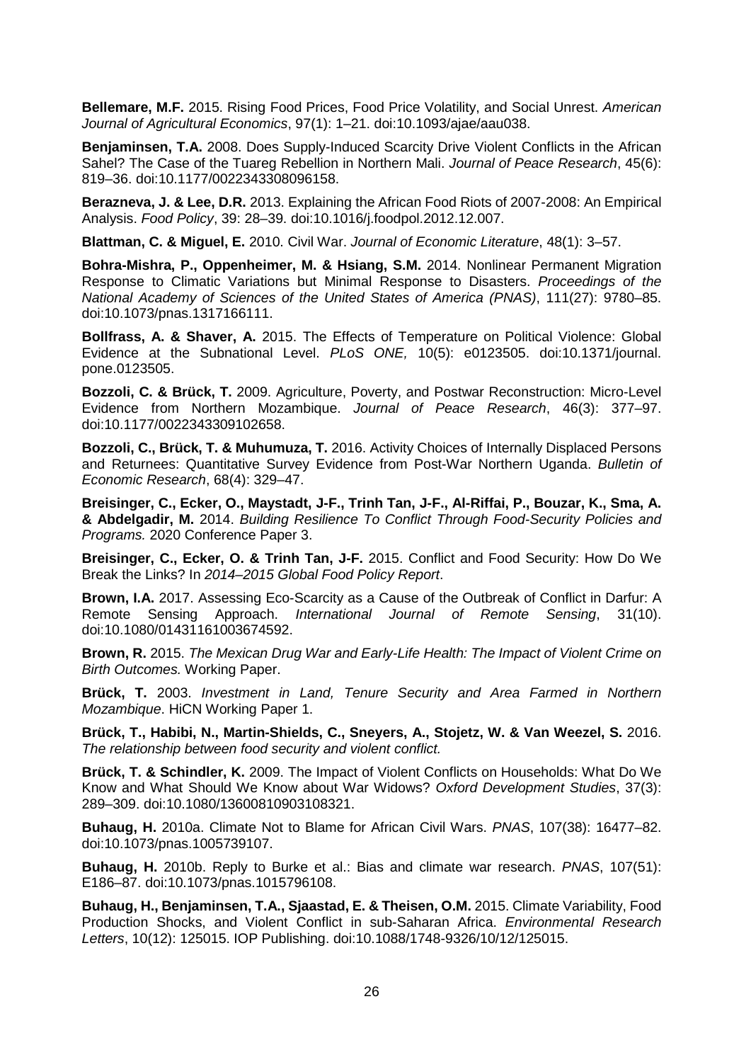**Bellemare, M.F.** 2015. Rising Food Prices, Food Price Volatility, and Social Unrest. *American Journal of Agricultural Economics*, 97(1): 1–21. doi:10.1093/ajae/aau038.

**Benjaminsen, T.A.** 2008. Does Supply-Induced Scarcity Drive Violent Conflicts in the African Sahel? The Case of the Tuareg Rebellion in Northern Mali. *Journal of Peace Research*, 45(6): 819–36. doi:10.1177/0022343308096158.

**Berazneva, J. & Lee, D.R.** 2013. Explaining the African Food Riots of 2007-2008: An Empirical Analysis. *Food Policy*, 39: 28–39. doi:10.1016/j.foodpol.2012.12.007.

**Blattman, C. & Miguel, E.** 2010. Civil War. *Journal of Economic Literature*, 48(1): 3–57.

**Bohra-Mishra, P., Oppenheimer, M. & Hsiang, S.M.** 2014. Nonlinear Permanent Migration Response to Climatic Variations but Minimal Response to Disasters. *Proceedings of the National Academy of Sciences of the United States of America (PNAS)*, 111(27): 9780–85. doi:10.1073/pnas.1317166111.

**Bollfrass, A. & Shaver, A.** 2015. The Effects of Temperature on Political Violence: Global Evidence at the Subnational Level. *PLoS ONE,* 10(5): e0123505. doi:10.1371/journal.pone.0123505.

**Bozzoli, C. & Brück, T.** 2009. Agriculture, Poverty, and Postwar Reconstruction: Micro-Level Evidence from Northern Mozambique. *Journal of Peace Research*, 46(3): 377–97. doi:10.1177/0022343309102658.

**Bozzoli, C., Brück, T. & Muhumuza, T.** 2016. Activity Choices of Internally Displaced Persons and Returnees: Quantitative Survey Evidence from Post-War Northern Uganda. *Bulletin of Economic Research*, 68(4): 329–47.

**Breisinger, C., Ecker, O., Maystadt, J-F., Trinh Tan, J-F., Al-Riffai, P., Bouzar, K., Sma, A. & Abdelgadir, M.** 2014. *Building Resilience To Conflict Through Food-Security Policies and Programs.* 2020 Conference Paper 3.

**Breisinger, C., Ecker, O. & Trinh Tan, J-F.** 2015. Conflict and Food Security: How Do We Break the Links? In *2014–2015 Global Food Policy Report*.

**Brown, I.A.** 2017. Assessing Eco-Scarcity as a Cause of the Outbreak of Conflict in Darfur: A Remote Sensing Approach. *International Journal of Remote Sensing*, 31(10). doi:10.1080/01431161003674592.

**Brown, R.** 2015. *The Mexican Drug War and Early-Life Health: The Impact of Violent Crime on Birth Outcomes.* Working Paper.

**Brück, T.** 2003. *Investment in Land, Tenure Security and Area Farmed in Northern Mozambique*. HiCN Working Paper 1.

**Brück, T., Habibi, N., Martin-Shields, C., Sneyers, A., Stojetz, W. & Van Weezel, S.** 2016. *The relationship between food security and violent conflict.*

**Brück, T. & Schindler, K.** 2009. The Impact of Violent Conflicts on Households: What Do We Know and What Should We Know about War Widows? *Oxford Development Studies*, 37(3): 289–309. doi:10.1080/13600810903108321.

**Buhaug, H.** 2010a. Climate Not to Blame for African Civil Wars. *PNAS*, 107(38): 16477–82. doi:10.1073/pnas.1005739107.

**Buhaug, H.** 2010b. Reply to Burke et al.: Bias and climate war research. *PNAS*, 107(51): E186–87. doi:10.1073/pnas.1015796108.

**Buhaug, H., Benjaminsen, T.A., Sjaastad, E. & Theisen, O.M.** 2015. Climate Variability, Food Production Shocks, and Violent Conflict in sub-Saharan Africa. *Environmental Research Letters*, 10(12): 125015. IOP Publishing. doi:10.1088/1748-9326/10/12/125015.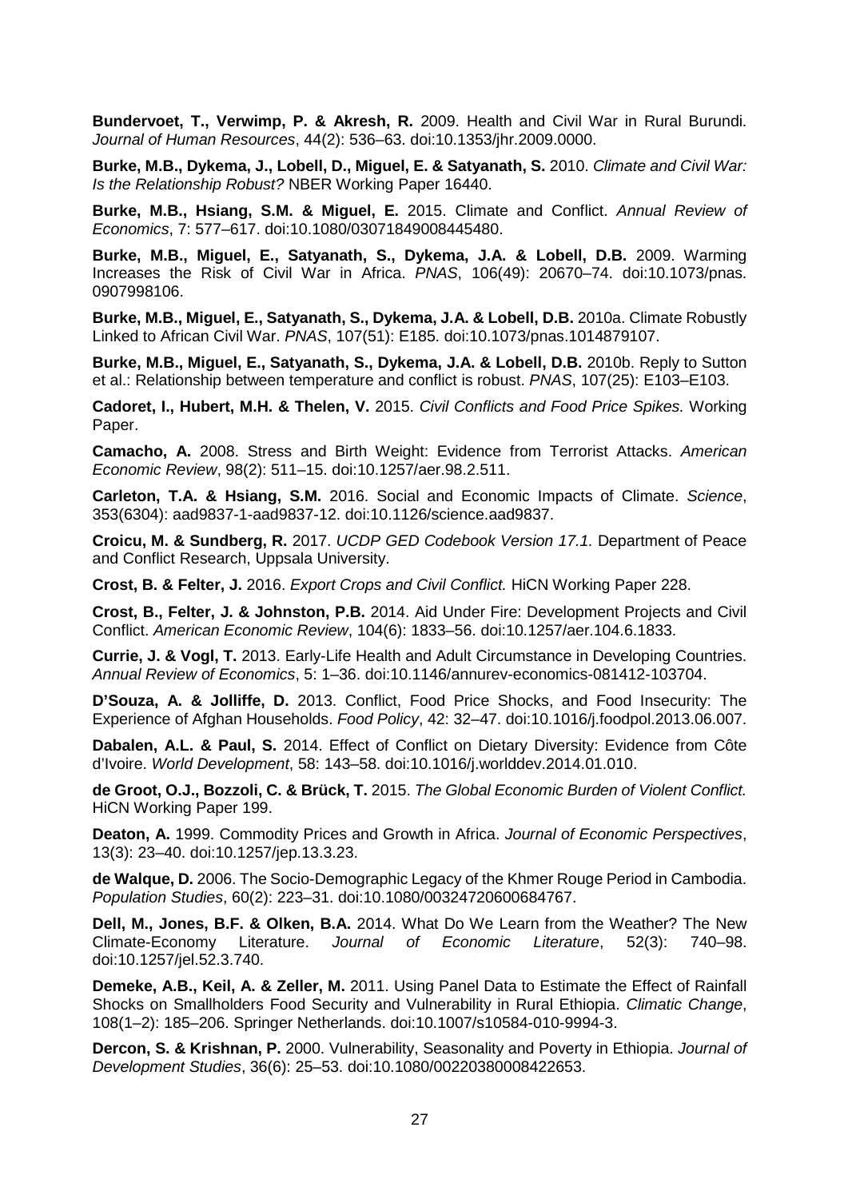**Bundervoet, T., Verwimp, P. & Akresh, R.** 2009. Health and Civil War in Rural Burundi. *Journal of Human Resources*, 44(2): 536–63. doi:10.1353/jhr.2009.0000.

**Burke, M.B., Dykema, J., Lobell, D., Miguel, E. & Satyanath, S.** 2010. *Climate and Civil War: Is the Relationship Robust?* NBER Working Paper 16440.

**Burke, M.B., Hsiang, S.M. & Miguel, E.** 2015. Climate and Conflict. *Annual Review of Economics*, 7: 577–617. doi:10.1080/03071849008445480.

**Burke, M.B., Miguel, E., Satyanath, S., Dykema, J.A. & Lobell, D.B.** 2009. Warming Increases the Risk of Civil War in Africa. *PNAS*, 106(49): 20670–74. doi:10.1073/pnas. 0907998106.

**Burke, M.B., Miguel, E., Satyanath, S., Dykema, J.A. & Lobell, D.B.** 2010a. Climate Robustly Linked to African Civil War. *PNAS*, 107(51): E185. doi:10.1073/pnas.1014879107.

**Burke, M.B., Miguel, E., Satyanath, S., Dykema, J.A. & Lobell, D.B.** 2010b. Reply to Sutton et al.: Relationship between temperature and conflict is robust. *PNAS*, 107(25): E103–E103.

**Cadoret, I., Hubert, M.H. & Thelen, V.** 2015. *Civil Conflicts and Food Price Spikes.* Working Paper.

**Camacho, A.** 2008. Stress and Birth Weight: Evidence from Terrorist Attacks. *American Economic Review*, 98(2): 511–15. doi:10.1257/aer.98.2.511.

**Carleton, T.A. & Hsiang, S.M.** 2016. Social and Economic Impacts of Climate. *Science*, 353(6304): aad9837-1-aad9837-12. doi:10.1126/science.aad9837.

**Croicu, M. & Sundberg, R.** 2017. *UCDP GED Codebook Version 17.1.* Department of Peace and Conflict Research, Uppsala University.

**Crost, B. & Felter, J.** 2016. *Export Crops and Civil Conflict.* HiCN Working Paper 228.

**Crost, B., Felter, J. & Johnston, P.B.** 2014. Aid Under Fire: Development Projects and Civil Conflict. *American Economic Review*, 104(6): 1833–56. doi:10.1257/aer.104.6.1833.

**Currie, J. & Vogl, T.** 2013. Early-Life Health and Adult Circumstance in Developing Countries. *Annual Review of Economics*, 5: 1–36. doi:10.1146/annurev-economics-081412-103704.

**D'Souza, A. & Jolliffe, D.** 2013. Conflict, Food Price Shocks, and Food Insecurity: The Experience of Afghan Households. *Food Policy*, 42: 32–47. doi:10.1016/j.foodpol.2013.06.007.

**Dabalen, A.L. & Paul, S.** 2014. Effect of Conflict on Dietary Diversity: Evidence from Côte d'Ivoire. *World Development*, 58: 143–58. doi:10.1016/j.worlddev.2014.01.010.

**de Groot, O.J., Bozzoli, C. & Brück, T.** 2015. *The Global Economic Burden of Violent Conflict.* HiCN Working Paper 199.

**Deaton, A.** 1999. Commodity Prices and Growth in Africa. *Journal of Economic Perspectives*, 13(3): 23–40. doi:10.1257/jep.13.3.23.

**de Walque, D.** 2006. The Socio-Demographic Legacy of the Khmer Rouge Period in Cambodia. *Population Studies*, 60(2): 223–31. doi:10.1080/00324720600684767.

**Dell, M., Jones, B.F. & Olken, B.A.** 2014. What Do We Learn from the Weather? The New Climate-Economy Literature. *Journal of Economic Literature*, 52(3): 740–98. doi:10.1257/jel.52.3.740.

**Demeke, A.B., Keil, A. & Zeller, M.** 2011. Using Panel Data to Estimate the Effect of Rainfall Shocks on Smallholders Food Security and Vulnerability in Rural Ethiopia. *Climatic Change*, 108(1–2): 185–206. Springer Netherlands. doi:10.1007/s10584-010-9994-3.

**Dercon, S. & Krishnan, P.** 2000. Vulnerability, Seasonality and Poverty in Ethiopia. *Journal of Development Studies*, 36(6): 25–53. doi:10.1080/00220380008422653.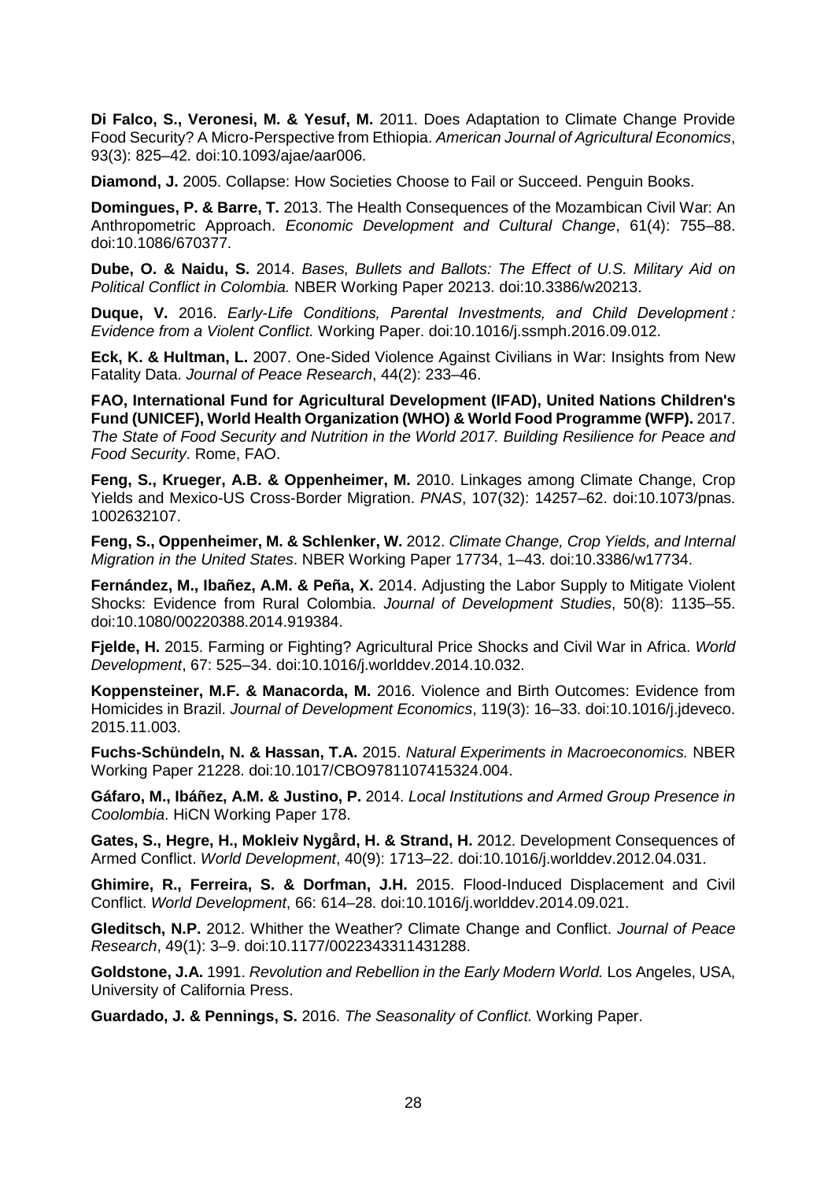**Di Falco, S., Veronesi, M. & Yesuf, M.** 2011. Does Adaptation to Climate Change Provide Food Security? A Micro-Perspective from Ethiopia. *American Journal of Agricultural Economics*, 93(3): 825–42. doi:10.1093/ajae/aar006.

**Diamond, J.** 2005. Collapse: How Societies Choose to Fail or Succeed. Penguin Books.

**Domingues, P. & Barre, T.** 2013. The Health Consequences of the Mozambican Civil War: An Anthropometric Approach. *Economic Development and Cultural Change*, 61(4): 755–88. doi:10.1086/670377.

**Dube, O. & Naidu, S.** 2014. *Bases, Bullets and Ballots: The Effect of U.S. Military Aid on Political Conflict in Colombia.* NBER Working Paper 20213. doi:10.3386/w20213.

**Duque, V.** 2016. *Early-Life Conditions, Parental Investments, and Child Development : Evidence from a Violent Conflict.* Working Paper. doi:10.1016/j.ssmph.2016.09.012.

**Eck, K. & Hultman, L.** 2007. One-Sided Violence Against Civilians in War: Insights from New Fatality Data. *Journal of Peace Research*, 44(2): 233–46.

**FAO, International Fund for Agricultural Development (IFAD), United Nations Children's Fund (UNICEF), World Health Organization (WHO) & World Food Programme (WFP).** 2017. *The State of Food Security and Nutrition in the World 2017. Building Resilience for Peace and Food Security*. Rome, FAO.

**Feng, S., Krueger, A.B. & Oppenheimer, M.** 2010. Linkages among Climate Change, Crop Yields and Mexico-US Cross-Border Migration. *PNAS*, 107(32): 14257–62. doi:10.1073/pnas.1002632107.

**Feng, S., Oppenheimer, M. & Schlenker, W.** 2012. *Climate Change, Crop Yields, and Internal Migration in the United States*. NBER Working Paper 17734, 1–43. doi:10.3386/w17734.

**Fernández, M., Ibañez, A.M. & Peña, X.** 2014. Adjusting the Labor Supply to Mitigate Violent Shocks: Evidence from Rural Colombia. *Journal of Development Studies*, 50(8): 1135–55. doi:10.1080/00220388.2014.919384.

**Fjelde, H.** 2015. Farming or Fighting? Agricultural Price Shocks and Civil War in Africa. *World Development*, 67: 525–34. doi:10.1016/j.worlddev.2014.10.032.

**Koppensteiner, M.F. & Manacorda, M.** 2016. Violence and Birth Outcomes: Evidence from Homicides in Brazil. *Journal of Development Economics*, 119(3): 16–33. doi:10.1016/j.jdeveco.2015.11.003.

**Fuchs-Schündeln, N. & Hassan, T.A.** 2015. *Natural Experiments in Macroeconomics.* NBER Working Paper 21228. doi:10.1017/CBO9781107415324.004.

**Gáfaro, M., Ibáñez, A.M. & Justino, P.** 2014. *Local Institutions and Armed Group Presence in Coolombia*. HiCN Working Paper 178.

**Gates, S., Hegre, H., Mokleiv Nygård, H. & Strand, H.** 2012. Development Consequences of Armed Conflict. *World Development*, 40(9): 1713–22. doi:10.1016/j.worlddev.2012.04.031.

**Ghimire, R., Ferreira, S. & Dorfman, J.H.** 2015. Flood-Induced Displacement and Civil Conflict. *World Development*, 66: 614–28. doi:10.1016/j.worlddev.2014.09.021.

**Gleditsch, N.P.** 2012. Whither the Weather? Climate Change and Conflict. *Journal of Peace Research*, 49(1): 3–9. doi:10.1177/0022343311431288.

**Goldstone, J.A.** 1991. *Revolution and Rebellion in the Early Modern World.* Los Angeles, USA, University of California Press.

**Guardado, J. & Pennings, S.** 2016. *The Seasonality of Conflict.* Working Paper.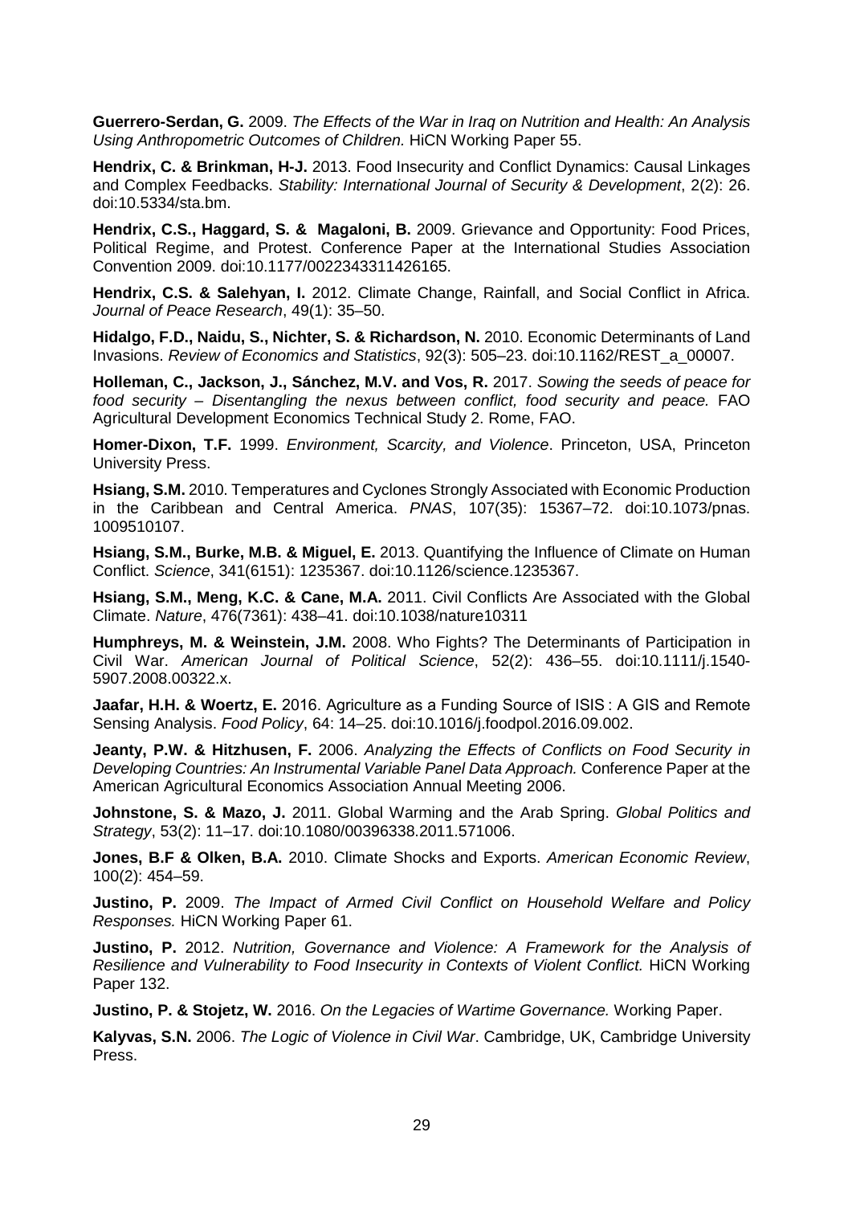**Guerrero-Serdan, G.** 2009. *The Effects of the War in Iraq on Nutrition and Health: An Analysis Using Anthropometric Outcomes of Children.* HiCN Working Paper 55.

**Hendrix, C. & Brinkman, H-J.** 2013. Food Insecurity and Conflict Dynamics: Causal Linkages and Complex Feedbacks. *Stability: International Journal of Security & Development*, 2(2): 26. doi:10.5334/sta.bm.

**Hendrix, C.S., Haggard, S. & Magaloni, B.** 2009. Grievance and Opportunity: Food Prices, Political Regime, and Protest. Conference Paper at the International Studies Association Convention 2009. doi:10.1177/0022343311426165.

**Hendrix, C.S. & Salehyan, I.** 2012. Climate Change, Rainfall, and Social Conflict in Africa. *Journal of Peace Research*, 49(1): 35–50.

**Hidalgo, F.D., Naidu, S., Nichter, S. & Richardson, N.** 2010. Economic Determinants of Land Invasions. *Review of Economics and Statistics*, 92(3): 505–23. doi:10.1162/REST_a_00007.

**Holleman, C., Jackson, J., Sánchez, M.V. and Vos, R.** 2017. *Sowing the seeds of peace for food security – Disentangling the nexus between conflict, food security and peace.* FAO Agricultural Development Economics Technical Study 2. Rome, FAO.

**Homer-Dixon, T.F.** 1999. *Environment, Scarcity, and Violence*. Princeton, USA, Princeton University Press.

**Hsiang, S.M.** 2010. Temperatures and Cyclones Strongly Associated with Economic Production in the Caribbean and Central America. *PNAS*, 107(35): 15367–72. doi:10.1073/pnas.1009510107.

**Hsiang, S.M., Burke, M.B. & Miguel, E.** 2013. Quantifying the Influence of Climate on Human Conflict. *Science*, 341(6151): 1235367. doi:10.1126/science.1235367.

**Hsiang, S.M., Meng, K.C. & Cane, M.A.** 2011. Civil Conflicts Are Associated with the Global Climate. *Nature*, 476(7361): 438–41. doi:10.1038/nature10311

**Humphreys, M. & Weinstein, J.M.** 2008. Who Fights? The Determinants of Participation in Civil War. *American Journal of Political Science*, 52(2): 436–55. doi:10.1111/j.1540-5907.2008.00322.x.

**Jaafar, H.H. & Woertz, E.** 2016. Agriculture as a Funding Source of ISIS : A GIS and Remote Sensing Analysis. *Food Policy*, 64: 14–25. doi:10.1016/j.foodpol.2016.09.002.

**Jeanty, P.W. & Hitzhusen, F.** 2006. *Analyzing the Effects of Conflicts on Food Security in Developing Countries: An Instrumental Variable Panel Data Approach.* Conference Paper at the American Agricultural Economics Association Annual Meeting 2006.

**Johnstone, S. & Mazo, J.** 2011. Global Warming and the Arab Spring. *Global Politics and Strategy*, 53(2): 11–17. doi:10.1080/00396338.2011.571006.

**Jones, B.F & Olken, B.A.** 2010. Climate Shocks and Exports. *American Economic Review*, 100(2): 454–59.

**Justino, P.** 2009. *The Impact of Armed Civil Conflict on Household Welfare and Policy Responses.* HiCN Working Paper 61.

**Justino, P.** 2012. *Nutrition, Governance and Violence: A Framework for the Analysis of Resilience and Vulnerability to Food Insecurity in Contexts of Violent Conflict.* HiCN Working Paper 132.

**Justino, P. & Stojetz, W.** 2016. *On the Legacies of Wartime Governance.* Working Paper.

**Kalyvas, S.N.** 2006. *The Logic of Violence in Civil War*. Cambridge, UK, Cambridge University Press.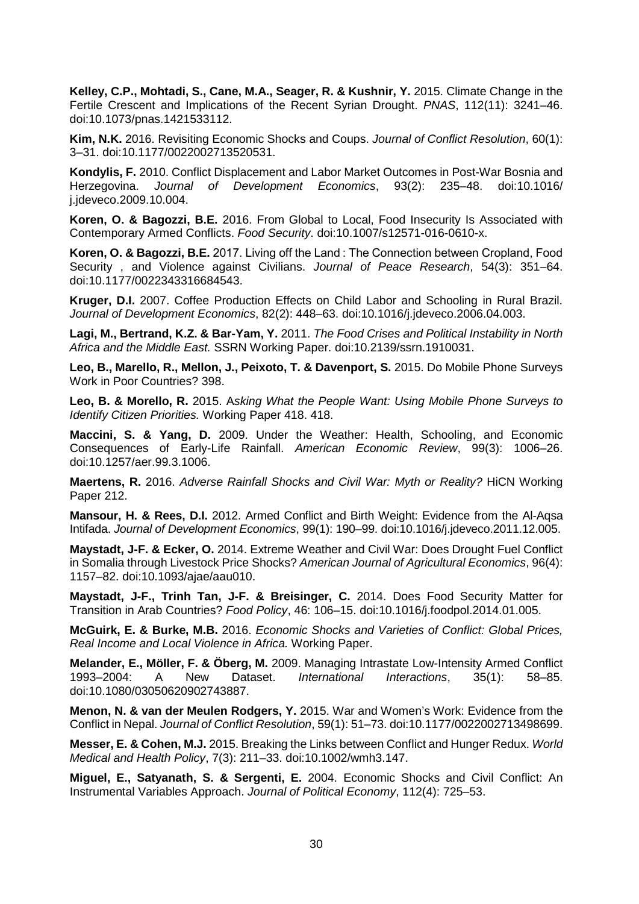**Kelley, C.P., Mohtadi, S., Cane, M.A., Seager, R. & Kushnir, Y.** 2015. Climate Change in the Fertile Crescent and Implications of the Recent Syrian Drought. *PNAS*, 112(11): 3241–46. doi:10.1073/pnas.1421533112.

**Kim, N.K.** 2016. Revisiting Economic Shocks and Coups. *Journal of Conflict Resolution*, 60(1): 3–31. doi:10.1177/0022002713520531.

**Kondylis, F.** 2010. Conflict Displacement and Labor Market Outcomes in Post-War Bosnia and Herzegovina. *Journal of Development Economics*, 93(2): 235–48. doi:10.1016/j.jdeveco.2009.10.004.

**Koren, O. & Bagozzi, B.E.** 2016. From Global to Local, Food Insecurity Is Associated with Contemporary Armed Conflicts. *Food Security*. doi:10.1007/s12571-016-0610-x.

**Koren, O. & Bagozzi, B.E.** 2017. Living off the Land : The Connection between Cropland, Food Security , and Violence against Civilians. *Journal of Peace Research*, 54(3): 351–64. doi:10.1177/0022343316684543.

**Kruger, D.I.** 2007. Coffee Production Effects on Child Labor and Schooling in Rural Brazil. *Journal of Development Economics*, 82(2): 448–63. doi:10.1016/j.jdeveco.2006.04.003.

**Lagi, M., Bertrand, K.Z. & Bar-Yam, Y.** 2011. *The Food Crises and Political Instability in North Africa and the Middle East.* SSRN Working Paper. doi:10.2139/ssrn.1910031.

**Leo, B., Marello, R., Mellon, J., Peixoto, T. & Davenport, S.** 2015. Do Mobile Phone Surveys Work in Poor Countries? 398.

**Leo, B. & Morello, R.** 2015. A*sking What the People Want: Using Mobile Phone Surveys to Identify Citizen Priorities.* Working Paper 418. 418.

**Maccini, S. & Yang, D.** 2009. Under the Weather: Health, Schooling, and Economic Consequences of Early-Life Rainfall. *American Economic Review*, 99(3): 1006–26. doi:10.1257/aer.99.3.1006.

**Maertens, R.** 2016. *Adverse Rainfall Shocks and Civil War: Myth or Reality?* HiCN Working Paper 212.

**Mansour, H. & Rees, D.I.** 2012. Armed Conflict and Birth Weight: Evidence from the Al-Aqsa Intifada. *Journal of Development Economics*, 99(1): 190–99. doi:10.1016/j.jdeveco.2011.12.005.

**Maystadt, J-F. & Ecker, O.** 2014. Extreme Weather and Civil War: Does Drought Fuel Conflict in Somalia through Livestock Price Shocks? *American Journal of Agricultural Economics*, 96(4): 1157–82. doi:10.1093/ajae/aau010.

**Maystadt, J-F., Trinh Tan, J-F. & Breisinger, C.** 2014. Does Food Security Matter for Transition in Arab Countries? *Food Policy*, 46: 106–15. doi:10.1016/j.foodpol.2014.01.005.

**McGuirk, E. & Burke, M.B.** 2016. *Economic Shocks and Varieties of Conflict: Global Prices, Real Income and Local Violence in Africa.* Working Paper.

**Melander, E., Möller, F. & Öberg, M.** 2009. Managing Intrastate Low-Intensity Armed Conflict 1993–2004: A New Dataset. *International Interactions*, 35(1): 58–85. doi:10.1080/03050620902743887.

**Menon, N. & van der Meulen Rodgers, Y.** 2015. War and Women's Work: Evidence from the Conflict in Nepal. *Journal of Conflict Resolution*, 59(1): 51–73. doi:10.1177/0022002713498699.

**Messer, E. & Cohen, M.J.** 2015. Breaking the Links between Conflict and Hunger Redux. *World Medical and Health Policy*, 7(3): 211–33. doi:10.1002/wmh3.147.

**Miguel, E., Satyanath, S. & Sergenti, E.** 2004. Economic Shocks and Civil Conflict: An Instrumental Variables Approach. *Journal of Political Economy*, 112(4): 725–53.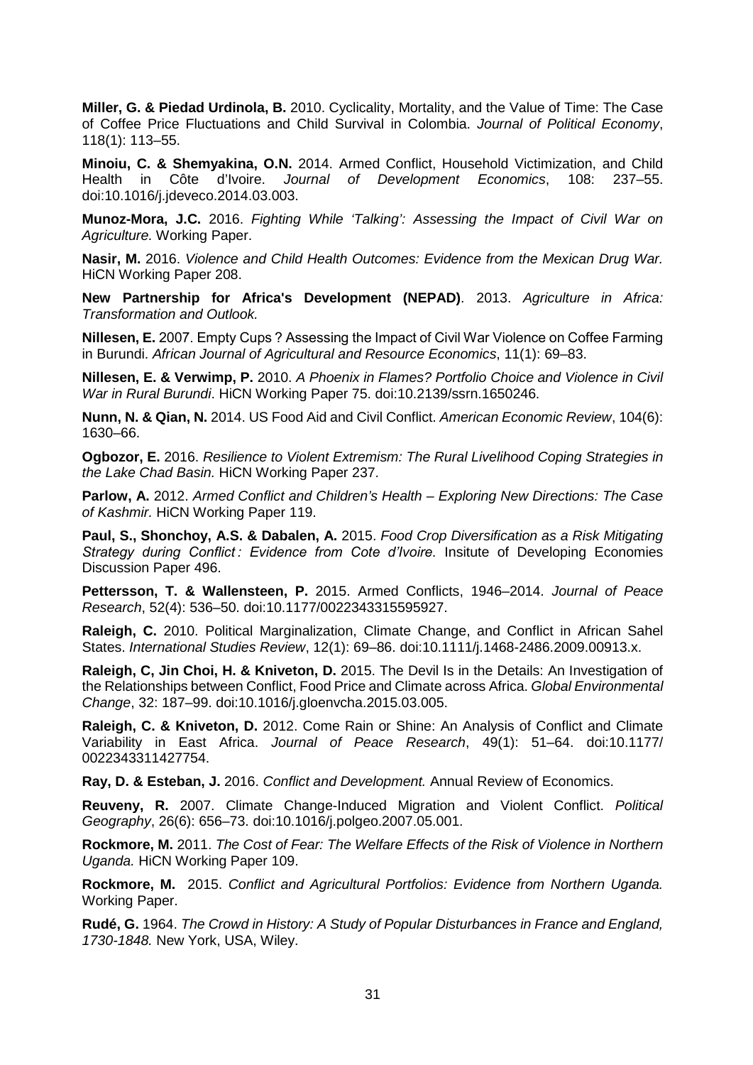**Miller, G. & Piedad Urdinola, B.** 2010. Cyclicality, Mortality, and the Value of Time: The Case of Coffee Price Fluctuations and Child Survival in Colombia. *Journal of Political Economy*, 118(1): 113–55.

**Minoiu, C. & Shemyakina, O.N.** 2014. Armed Conflict, Household Victimization, and Child Health in Côte d'Ivoire. *Journal of Development Economics*, 108: 237–55. doi:10.1016/j.jdeveco.2014.03.003.

**Munoz-Mora, J.C.** 2016. *Fighting While 'Talking': Assessing the Impact of Civil War on Agriculture.* Working Paper.

**Nasir, M.** 2016. *Violence and Child Health Outcomes: Evidence from the Mexican Drug War.* HiCN Working Paper 208.

**New Partnership for Africa's Development (NEPAD)**. 2013. *Agriculture in Africa: Transformation and Outlook.*

**Nillesen, E.** 2007. Empty Cups ? Assessing the Impact of Civil War Violence on Coffee Farming in Burundi. *African Journal of Agricultural and Resource Economics*, 11(1): 69–83.

**Nillesen, E. & Verwimp, P.** 2010. *A Phoenix in Flames? Portfolio Choice and Violence in Civil War in Rural Burundi*. HiCN Working Paper 75. doi:10.2139/ssrn.1650246.

**Nunn, N. & Qian, N.** 2014. US Food Aid and Civil Conflict. *American Economic Review*, 104(6): 1630–66.

**Ogbozor, E.** 2016. *Resilience to Violent Extremism: The Rural Livelihood Coping Strategies in the Lake Chad Basin.* HiCN Working Paper 237.

**Parlow, A.** 2012. *Armed Conflict and Children's Health – Exploring New Directions: The Case of Kashmir.* HiCN Working Paper 119.

**Paul, S., Shonchoy, A.S. & Dabalen, A.** 2015. *Food Crop Diversification as a Risk Mitigating Strategy during Conflict : Evidence from Cote d'Ivoire.* Insitute of Developing Economies Discussion Paper 496.

**Pettersson, T. & Wallensteen, P.** 2015. Armed Conflicts, 1946–2014. *Journal of Peace Research*, 52(4): 536–50. doi:10.1177/0022343315595927.

**Raleigh, C.** 2010. Political Marginalization, Climate Change, and Conflict in African Sahel States. *International Studies Review*, 12(1): 69–86. doi:10.1111/j.1468-2486.2009.00913.x.

**Raleigh, C, Jin Choi, H. & Kniveton, D.** 2015. The Devil Is in the Details: An Investigation of the Relationships between Conflict, Food Price and Climate across Africa. *Global Environmental Change*, 32: 187–99. doi:10.1016/j.gloenvcha.2015.03.005.

**Raleigh, C. & Kniveton, D.** 2012. Come Rain or Shine: An Analysis of Conflict and Climate Variability in East Africa. *Journal of Peace Research*, 49(1): 51–64. doi:10.1177/0022343311427754.

**Ray, D. & Esteban, J.** 2016. *Conflict and Development.* Annual Review of Economics.

**Reuveny, R.** 2007. Climate Change-Induced Migration and Violent Conflict. *Political Geography*, 26(6): 656–73. doi:10.1016/j.polgeo.2007.05.001.

**Rockmore, M.** 2011. *The Cost of Fear: The Welfare Effects of the Risk of Violence in Northern Uganda.* HiCN Working Paper 109.

**Rockmore, M.** 2015. *Conflict and Agricultural Portfolios: Evidence from Northern Uganda.* Working Paper.

**Rudé, G.** 1964. *The Crowd in History: A Study of Popular Disturbances in France and England, 1730-1848.* New York, USA, Wiley.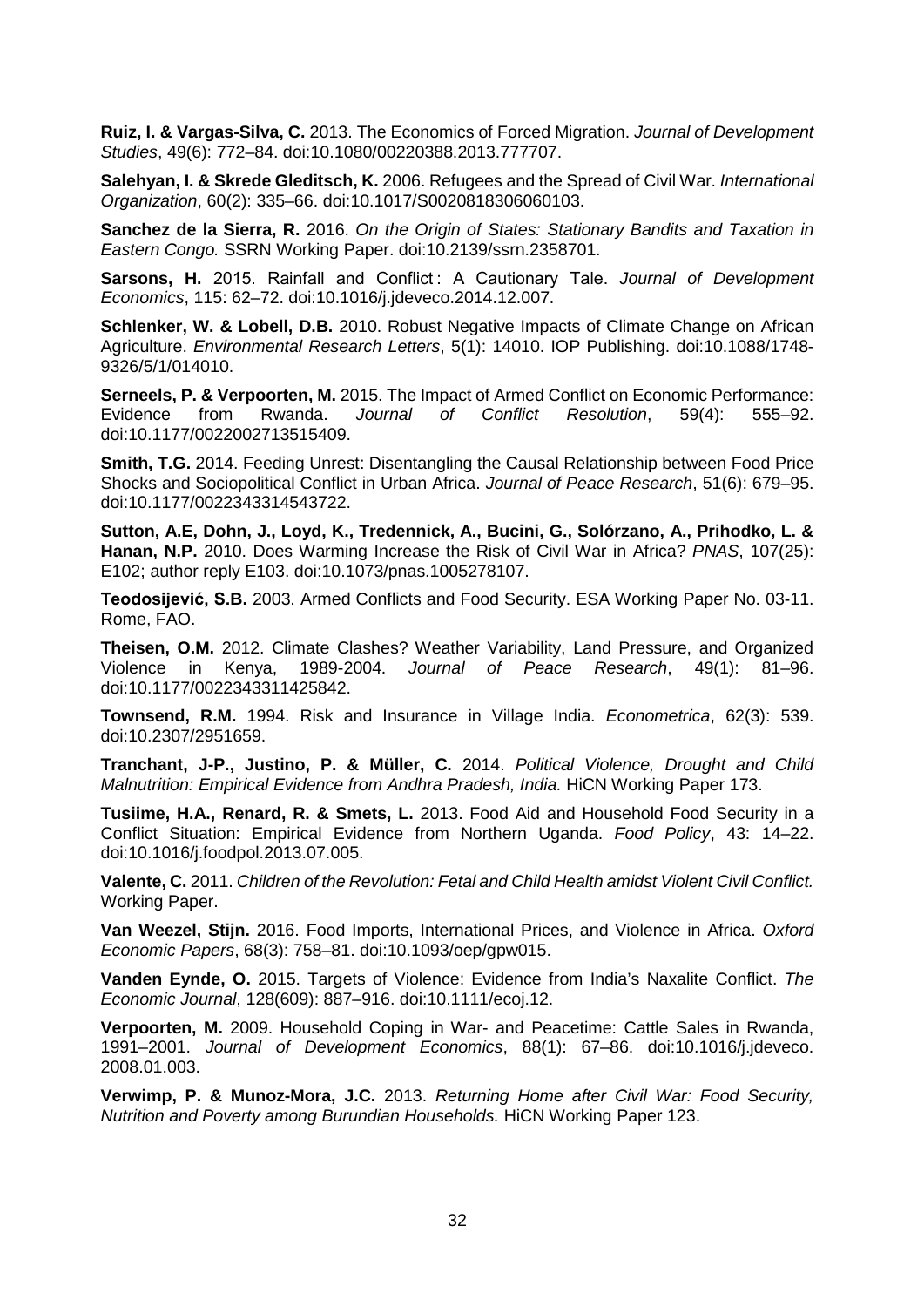**Ruiz, I. & Vargas-Silva, C.** 2013. The Economics of Forced Migration. *Journal of Development Studies*, 49(6): 772–84. doi:10.1080/00220388.2013.777707.

**Salehyan, I. & Skrede Gleditsch, K.** 2006. Refugees and the Spread of Civil War. *International Organization*, 60(2): 335–66. doi:10.1017/S0020818306060103.

**Sanchez de la Sierra, R.** 2016. *On the Origin of States: Stationary Bandits and Taxation in Eastern Congo.* SSRN Working Paper. doi:10.2139/ssrn.2358701.

**Sarsons, H.** 2015. Rainfall and Conflict : A Cautionary Tale. *Journal of Development Economics*, 115: 62–72. doi:10.1016/j.jdeveco.2014.12.007.

**Schlenker, W. & Lobell, D.B.** 2010. Robust Negative Impacts of Climate Change on African Agriculture. *Environmental Research Letters*, 5(1): 14010. IOP Publishing. doi:10.1088/1748-9326/5/1/014010.

**Serneels, P. & Verpoorten, M.** 2015. The Impact of Armed Conflict on Economic Performance: Evidence from Rwanda. *Journal of Conflict Resolution*, 59(4): 555–92. doi:10.1177/0022002713515409.

**Smith, T.G.** 2014. Feeding Unrest: Disentangling the Causal Relationship between Food Price Shocks and Sociopolitical Conflict in Urban Africa. *Journal of Peace Research*, 51(6): 679–95. doi:10.1177/0022343314543722.

**Sutton, A.E, Dohn, J., Loyd, K., Tredennick, A., Bucini, G., Solórzano, A., Prihodko, L. & Hanan, N.P.** 2010. Does Warming Increase the Risk of Civil War in Africa? *PNAS*, 107(25): E102; author reply E103. doi:10.1073/pnas.1005278107.

**Teodosijević, S.B.** 2003. Armed Conflicts and Food Security. ESA Working Paper No. 03-11. Rome, FAO.

**Theisen, O.M.** 2012. Climate Clashes? Weather Variability, Land Pressure, and Organized Violence in Kenya, 1989-2004. *Journal of Peace Research*, 49(1): 81–96. doi:10.1177/0022343311425842.

**Townsend, R.M.** 1994. Risk and Insurance in Village India. *Econometrica*, 62(3): 539. doi:10.2307/2951659.

**Tranchant, J-P., Justino, P. & Müller, C.** 2014. *Political Violence, Drought and Child Malnutrition: Empirical Evidence from Andhra Pradesh, India.* HiCN Working Paper 173.

**Tusiime, H.A., Renard, R. & Smets, L.** 2013. Food Aid and Household Food Security in a Conflict Situation: Empirical Evidence from Northern Uganda. *Food Policy*, 43: 14–22. doi:10.1016/j.foodpol.2013.07.005.

**Valente, C.** 2011. *Children of the Revolution: Fetal and Child Health amidst Violent Civil Conflict.* Working Paper.

**Van Weezel, Stijn.** 2016. Food Imports, International Prices, and Violence in Africa. *Oxford Economic Papers*, 68(3): 758–81. doi:10.1093/oep/gpw015.

**Vanden Eynde, O.** 2015. Targets of Violence: Evidence from India's Naxalite Conflict. *The Economic Journal*, 128(609): 887–916. doi:10.1111/ecoj.12.

**Verpoorten, M.** 2009. Household Coping in War- and Peacetime: Cattle Sales in Rwanda, 1991–2001. *Journal of Development Economics*, 88(1): 67–86. doi:10.1016/j.jdeveco.2008.01.003.

**Verwimp, P. & Munoz-Mora, J.C.** 2013. *Returning Home after Civil War: Food Security, Nutrition and Poverty among Burundian Households.* HiCN Working Paper 123.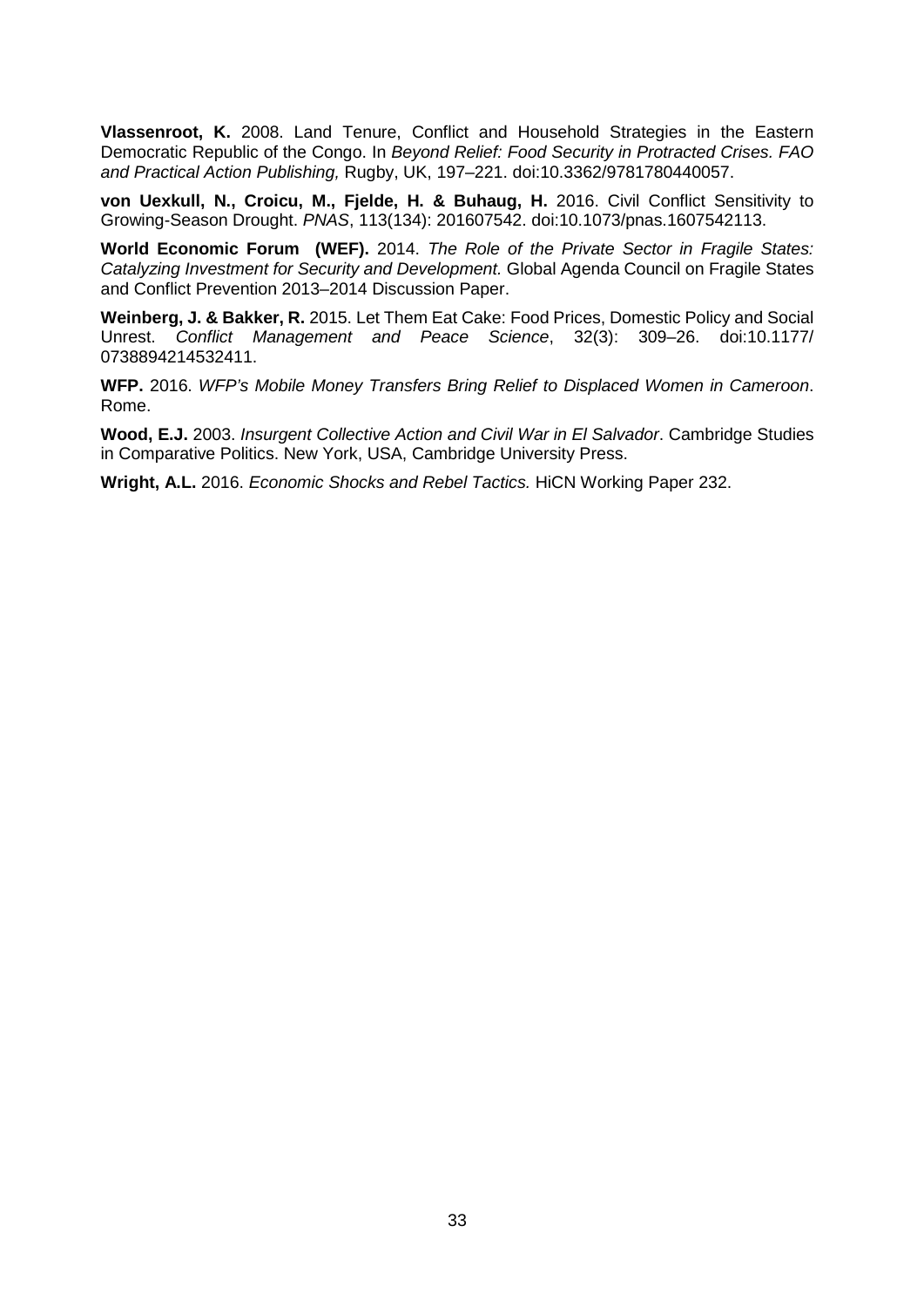**Vlassenroot, K.** 2008. Land Tenure, Conflict and Household Strategies in the Eastern Democratic Republic of the Congo. In *Beyond Relief: Food Security in Protracted Crises. FAO and Practical Action Publishing,* Rugby, UK, 197–221. doi:10.3362/9781780440057.

**von Uexkull, N., Croicu, M., Fjelde, H. & Buhaug, H.** 2016. Civil Conflict Sensitivity to Growing-Season Drought. *PNAS*, 113(134): 201607542. doi:10.1073/pnas.1607542113.

**World Economic Forum (WEF).** 2014. *The Role of the Private Sector in Fragile States: Catalyzing Investment for Security and Development.* Global Agenda Council on Fragile States and Conflict Prevention 2013–2014 Discussion Paper.

**Weinberg, J. & Bakker, R.** 2015. Let Them Eat Cake: Food Prices, Domestic Policy and Social Unrest. *Conflict Management and Peace Science*, 32(3): 309–26. doi:10.1177/0738894214532411.

**WFP.** 2016. *WFP's Mobile Money Transfers Bring Relief to Displaced Women in Cameroon*. Rome.

**Wood, E.J.** 2003. *Insurgent Collective Action and Civil War in El Salvador*. Cambridge Studies in Comparative Politics. New York, USA, Cambridge University Press.

**Wright, A.L.** 2016. *Economic Shocks and Rebel Tactics.* HiCN Working Paper 232.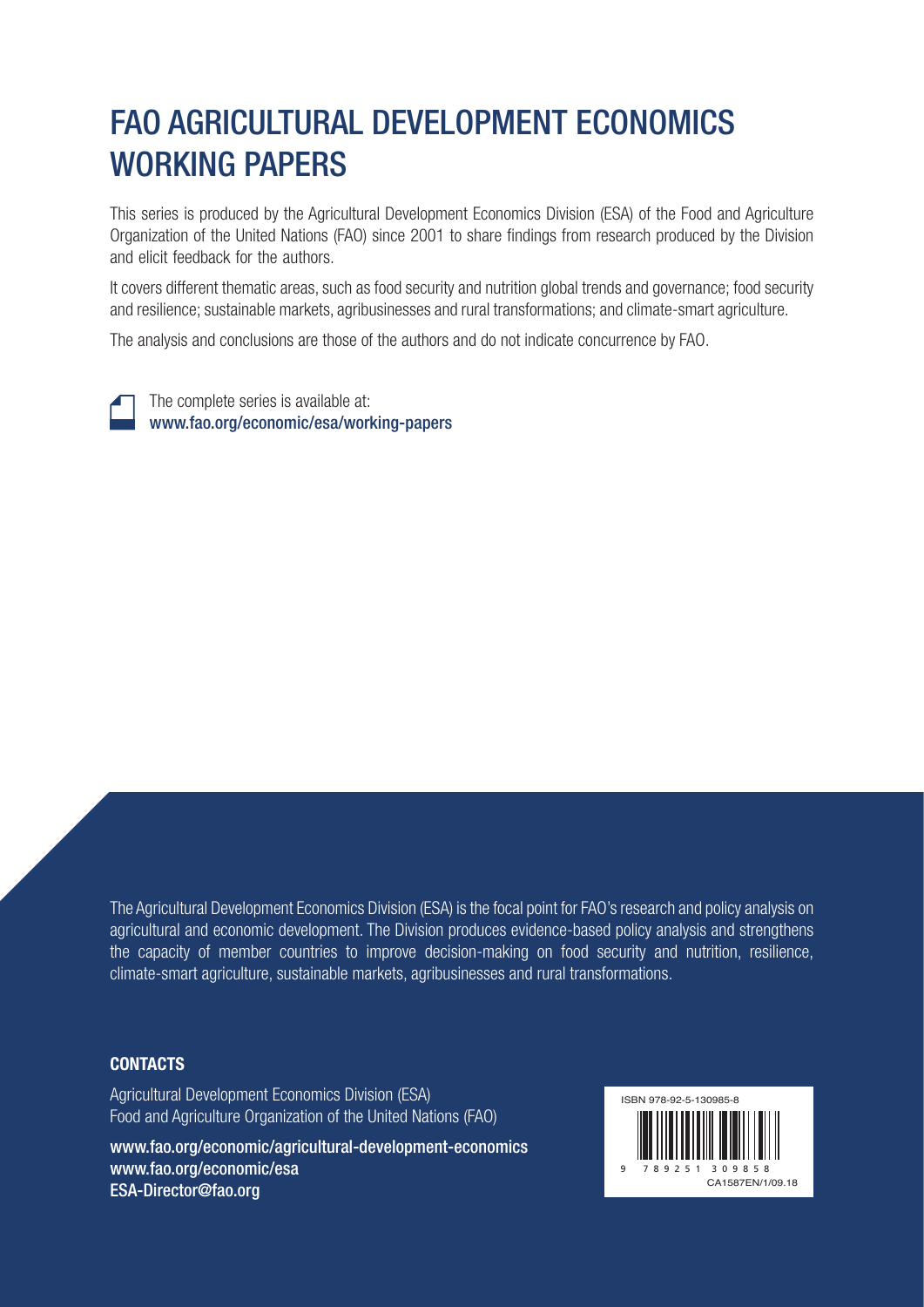# FAO AGRICULTURAL DEVELOPMENT ECONOMICS WORKING PAPERS

This series is produced by the Agricultural Development Economics Division (ESA) of the Food and Agriculture Organization of the United Nations (FAO) since 2001 to share findings from research produced by the Division and elicit feedback for the authors.

It covers different thematic areas, such as food security and nutrition global trends and governance; food security and resilience; sustainable markets, agribusinesses and rural transformations; and climate-smart agriculture.

The analysis and conclusions are those of the authors and do not indicate concurrence by FAO.

The complete series is available at:
www.fao.org/economic/esa/working-papers

The Agricultural Development Economics Division (ESA) is the focal point for FAO's research and policy analysis on agricultural and economic development. The Division produces evidence-based policy analysis and strengthens the capacity of member countries to improve decision-making on food security and nutrition, resilience, climate-smart agriculture, sustainable markets, agribusinesses and rural transformations.

**CONTACTS**

Agricultural Development Economics Division (ESA)
Food and Agriculture Organization of the United Nations (FAO)

www.fao.org/economic/agricultural-development-economics
www.fao.org/economic/esa
ESA-Director@fao.org

ISBN 978-92-5-130985-8

9 789251 309858

CA1587EN/1/09.18